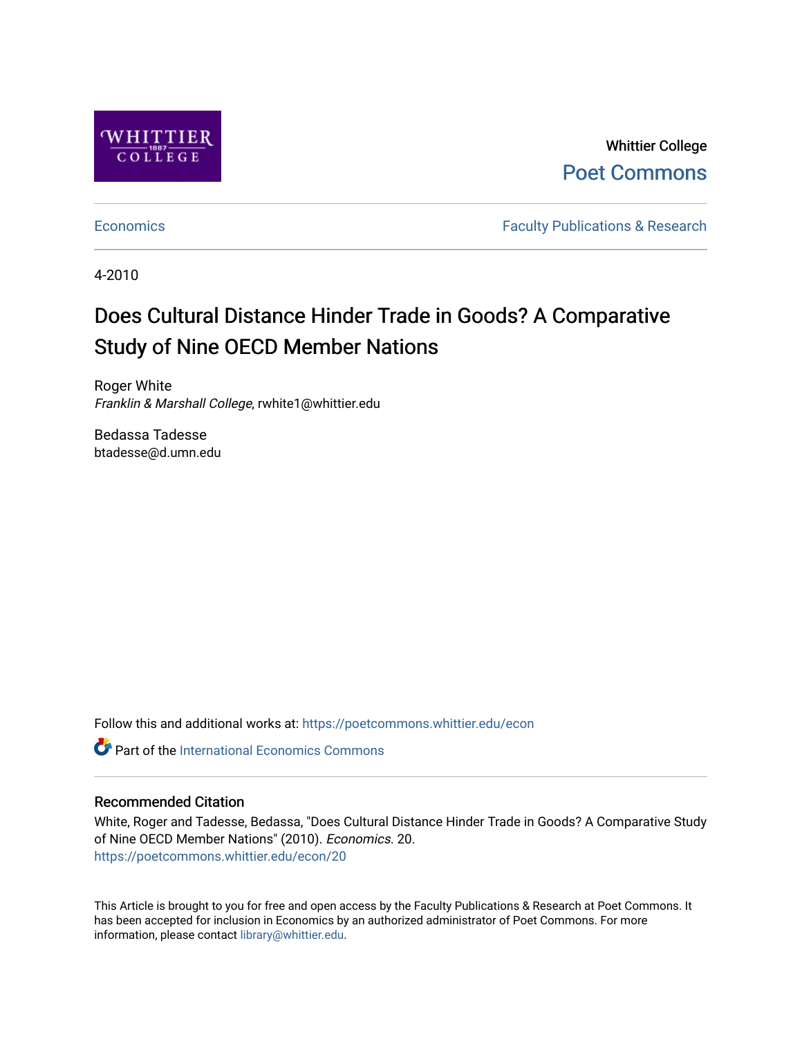Whittier College

Poet Commons

Economics

Faculty Publications & Research

4-2010

# Does Cultural Distance Hinder Trade in Goods? A Comparative Study of Nine OECD Member Nations

Roger White

*Franklin & Marshall College*, rwhite1@whittier.edu

Bedassa Tadesse

btadesse@d.umn.edu

Follow this and additional works at: https://poetcommons.whittier.edu/econ

Part of the International Economics Commons

## Recommended Citation

White, Roger and Tadesse, Bedassa, "Does Cultural Distance Hinder Trade in Goods? A Comparative Study of Nine OECD Member Nations" (2010). *Economics*. 20.
https://poetcommons.whittier.edu/econ/20

This Article is brought to you for free and open access by the Faculty Publications & Research at Poet Commons. It has been accepted for inclusion in Economics by an authorized administrator of Poet Commons. For more information, please contact library@whittier.edu.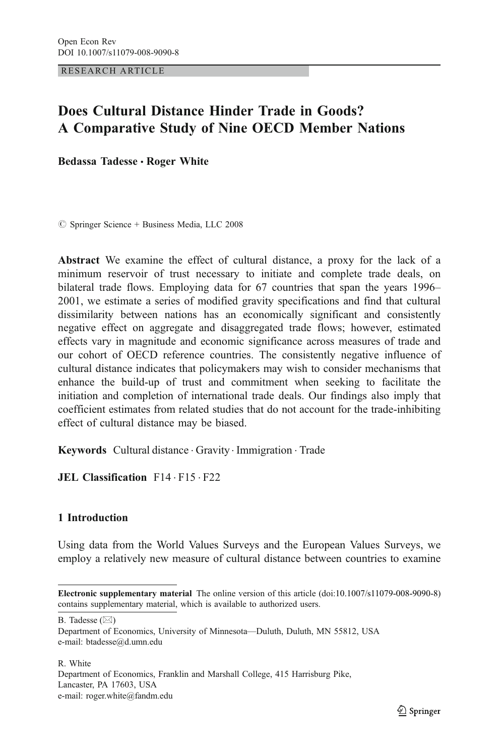RESEARCH ARTICLE

# Does Cultural Distance Hinder Trade in Goods? A Comparative Study of Nine OECD Member Nations

**Bedassa Tadesse · Roger White**

© Springer Science + Business Media, LLC 2008

**Abstract** We examine the effect of cultural distance, a proxy for the lack of a minimum reservoir of trust necessary to initiate and complete trade deals, on bilateral trade flows. Employing data for 67 countries that span the years 1996–2001, we estimate a series of modified gravity specifications and find that cultural dissimilarity between nations has an economically significant and consistently negative effect on aggregate and disaggregated trade flows; however, estimated effects vary in magnitude and economic significance across measures of trade and our cohort of OECD reference countries. The consistently negative influence of cultural distance indicates that policymakers may wish to consider mechanisms that enhance the build-up of trust and commitment when seeking to facilitate the initiation and completion of international trade deals. Our findings also imply that coefficient estimates from related studies that do not account for the trade-inhibiting effect of cultural distance may be biased.

**Keywords** Cultural distance · Gravity · Immigration · Trade

**JEL Classification** F14 · F15 · F22

## 1 Introduction

Using data from the World Values Surveys and the European Values Surveys, we employ a relatively new measure of cultural distance between countries to examine

---

**Electronic supplementary material** The online version of this article (doi:10.1007/s11079-008-9090-8) contains supplementary material, which is available to authorized users.

B. Tadesse (✉)
Department of Economics, University of Minnesota—Duluth, Duluth, MN 55812, USA
e-mail: btadesse@d.umn.edu

R. White
Department of Economics, Franklin and Marshall College, 415 Harrisburg Pike, Lancaster, PA 17603, USA
e-mail: roger.white@fandm.edu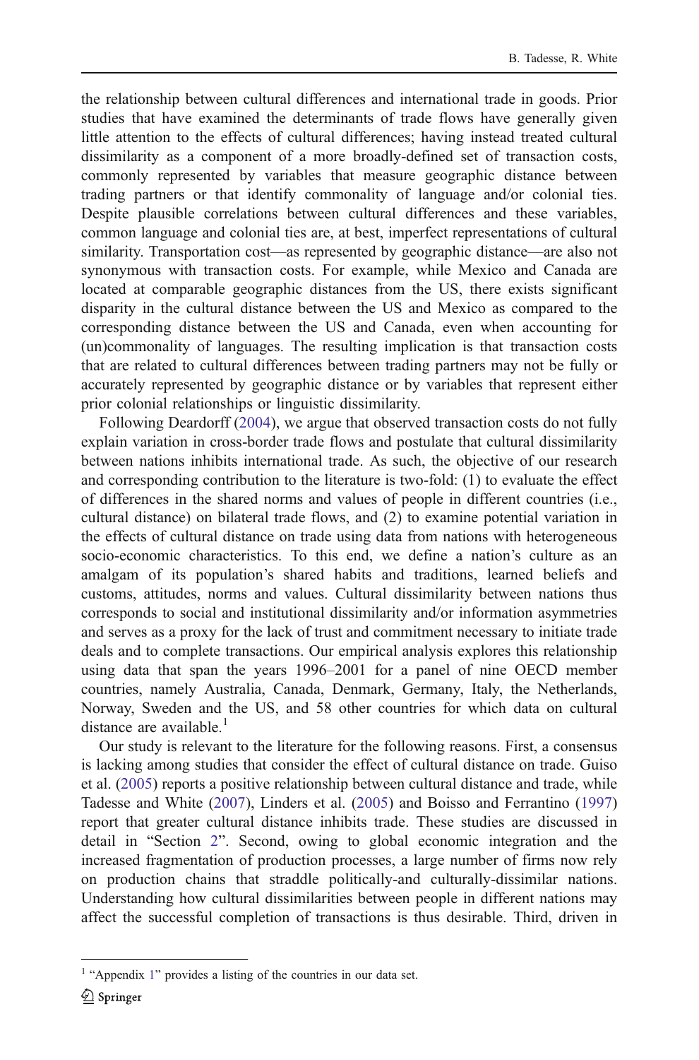the relationship between cultural differences and international trade in goods. Prior studies that have examined the determinants of trade flows have generally given little attention to the effects of cultural differences; having instead treated cultural dissimilarity as a component of a more broadly-defined set of transaction costs, commonly represented by variables that measure geographic distance between trading partners or that identify commonality of language and/or colonial ties. Despite plausible correlations between cultural differences and these variables, common language and colonial ties are, at best, imperfect representations of cultural similarity. Transportation cost—as represented by geographic distance—are also not synonymous with transaction costs. For example, while Mexico and Canada are located at comparable geographic distances from the US, there exists significant disparity in the cultural distance between the US and Mexico as compared to the corresponding distance between the US and Canada, even when accounting for (un)commonality of languages. The resulting implication is that transaction costs that are related to cultural differences between trading partners may not be fully or accurately represented by geographic distance or by variables that represent either prior colonial relationships or linguistic dissimilarity.

Following Deardorff (2004), we argue that observed transaction costs do not fully explain variation in cross-border trade flows and postulate that cultural dissimilarity between nations inhibits international trade. As such, the objective of our research and corresponding contribution to the literature is two-fold: (1) to evaluate the effect of differences in the shared norms and values of people in different countries (i.e., cultural distance) on bilateral trade flows, and (2) to examine potential variation in the effects of cultural distance on trade using data from nations with heterogeneous socio-economic characteristics. To this end, we define a nation's culture as an amalgam of its population's shared habits and traditions, learned beliefs and customs, attitudes, norms and values. Cultural dissimilarity between nations thus corresponds to social and institutional dissimilarity and/or information asymmetries and serves as a proxy for the lack of trust and commitment necessary to initiate trade deals and to complete transactions. Our empirical analysis explores this relationship using data that span the years 1996–2001 for a panel of nine OECD member countries, namely Australia, Canada, Denmark, Germany, Italy, the Netherlands, Norway, Sweden and the US, and 58 other countries for which data on cultural distance are available.[1]

Our study is relevant to the literature for the following reasons. First, a consensus is lacking among studies that consider the effect of cultural distance on trade. Guiso et al. (2005) reports a positive relationship between cultural distance and trade, while Tadesse and White (2007), Linders et al. (2005) and Boisso and Ferrantino (1997) report that greater cultural distance inhibits trade. These studies are discussed in detail in "Section 2". Second, owing to global economic integration and the increased fragmentation of production processes, a large number of firms now rely on production chains that straddle politically-and culturally-dissimilar nations. Understanding how cultural dissimilarities between people in different nations may affect the successful completion of transactions is thus desirable. Third, driven in

[1] "Appendix 1" provides a listing of the countries in our data set.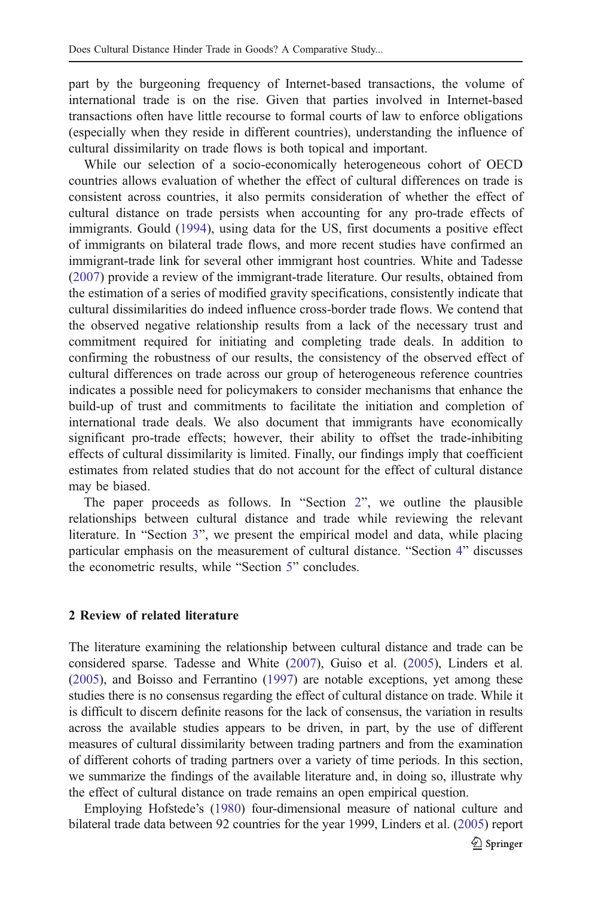part by the burgeoning frequency of Internet-based transactions, the volume of international trade is on the rise. Given that parties involved in Internet-based transactions often have little recourse to formal courts of law to enforce obligations (especially when they reside in different countries), understanding the influence of cultural dissimilarity on trade flows is both topical and important.

While our selection of a socio-economically heterogeneous cohort of OECD countries allows evaluation of whether the effect of cultural differences on trade is consistent across countries, it also permits consideration of whether the effect of cultural distance on trade persists when accounting for any pro-trade effects of immigrants. Gould (1994), using data for the US, first documents a positive effect of immigrants on bilateral trade flows, and more recent studies have confirmed an immigrant-trade link for several other immigrant host countries. White and Tadesse (2007) provide a review of the immigrant-trade literature. Our results, obtained from the estimation of a series of modified gravity specifications, consistently indicate that cultural dissimilarities do indeed influence cross-border trade flows. We contend that the observed negative relationship results from a lack of the necessary trust and commitment required for initiating and completing trade deals. In addition to confirming the robustness of our results, the consistency of the observed effect of cultural differences on trade across our group of heterogeneous reference countries indicates a possible need for policymakers to consider mechanisms that enhance the build-up of trust and commitments to facilitate the initiation and completion of international trade deals. We also document that immigrants have economically significant pro-trade effects; however, their ability to offset the trade-inhibiting effects of cultural dissimilarity is limited. Finally, our findings imply that coefficient estimates from related studies that do not account for the effect of cultural distance may be biased.

The paper proceeds as follows. In "Section 2", we outline the plausible relationships between cultural distance and trade while reviewing the relevant literature. In "Section 3", we present the empirical model and data, while placing particular emphasis on the measurement of cultural distance. "Section 4" discusses the econometric results, while "Section 5" concludes.

## 2 Review of related literature

The literature examining the relationship between cultural distance and trade can be considered sparse. Tadesse and White (2007), Guiso et al. (2005), Linders et al. (2005), and Boisso and Ferrantino (1997) are notable exceptions, yet among these studies there is no consensus regarding the effect of cultural distance on trade. While it is difficult to discern definite reasons for the lack of consensus, the variation in results across the available studies appears to be driven, in part, by the use of different measures of cultural dissimilarity between trading partners and from the examination of different cohorts of trading partners over a variety of time periods. In this section, we summarize the findings of the available literature and, in doing so, illustrate why the effect of cultural distance on trade remains an open empirical question.

Employing Hofstede's (1980) four-dimensional measure of national culture and bilateral trade data between 92 countries for the year 1999, Linders et al. (2005) report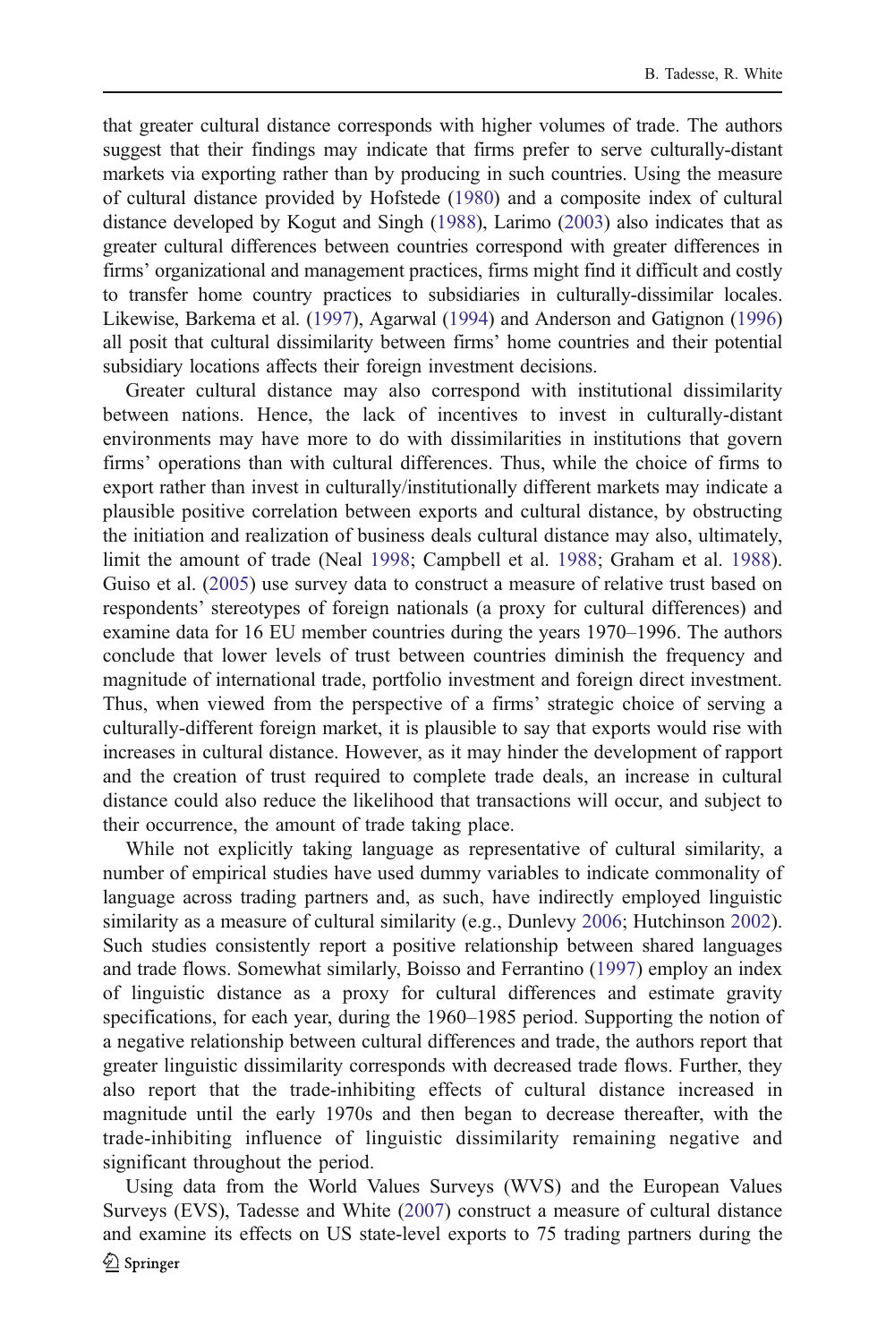that greater cultural distance corresponds with higher volumes of trade. The authors suggest that their findings may indicate that firms prefer to serve culturally-distant markets via exporting rather than by producing in such countries. Using the measure of cultural distance provided by Hofstede (1980) and a composite index of cultural distance developed by Kogut and Singh (1988), Larimo (2003) also indicates that as greater cultural differences between countries correspond with greater differences in firms' organizational and management practices, firms might find it difficult and costly to transfer home country practices to subsidiaries in culturally-dissimilar locales. Likewise, Barkema et al. (1997), Agarwal (1994) and Anderson and Gatignon (1996) all posit that cultural dissimilarity between firms' home countries and their potential subsidiary locations affects their foreign investment decisions.

Greater cultural distance may also correspond with institutional dissimilarity between nations. Hence, the lack of incentives to invest in culturally-distant environments may have more to do with dissimilarities in institutions that govern firms' operations than with cultural differences. Thus, while the choice of firms to export rather than invest in culturally/institutionally different markets may indicate a plausible positive correlation between exports and cultural distance, by obstructing the initiation and realization of business deals cultural distance may also, ultimately, limit the amount of trade (Neal 1998; Campbell et al. 1988; Graham et al. 1988). Guiso et al. (2005) use survey data to construct a measure of relative trust based on respondents' stereotypes of foreign nationals (a proxy for cultural differences) and examine data for 16 EU member countries during the years 1970–1996. The authors conclude that lower levels of trust between countries diminish the frequency and magnitude of international trade, portfolio investment and foreign direct investment. Thus, when viewed from the perspective of a firms' strategic choice of serving a culturally-different foreign market, it is plausible to say that exports would rise with increases in cultural distance. However, as it may hinder the development of rapport and the creation of trust required to complete trade deals, an increase in cultural distance could also reduce the likelihood that transactions will occur, and subject to their occurrence, the amount of trade taking place.

While not explicitly taking language as representative of cultural similarity, a number of empirical studies have used dummy variables to indicate commonality of language across trading partners and, as such, have indirectly employed linguistic similarity as a measure of cultural similarity (e.g., Dunlevy 2006; Hutchinson 2002). Such studies consistently report a positive relationship between shared languages and trade flows. Somewhat similarly, Boisso and Ferrantino (1997) employ an index of linguistic distance as a proxy for cultural differences and estimate gravity specifications, for each year, during the 1960–1985 period. Supporting the notion of a negative relationship between cultural differences and trade, the authors report that greater linguistic dissimilarity corresponds with decreased trade flows. Further, they also report that the trade-inhibiting effects of cultural distance increased in magnitude until the early 1970s and then began to decrease thereafter, with the trade-inhibiting influence of linguistic dissimilarity remaining negative and significant throughout the period.

Using data from the World Values Surveys (WVS) and the European Values Surveys (EVS), Tadesse and White (2007) construct a measure of cultural distance and examine its effects on US state-level exports to 75 trading partners during the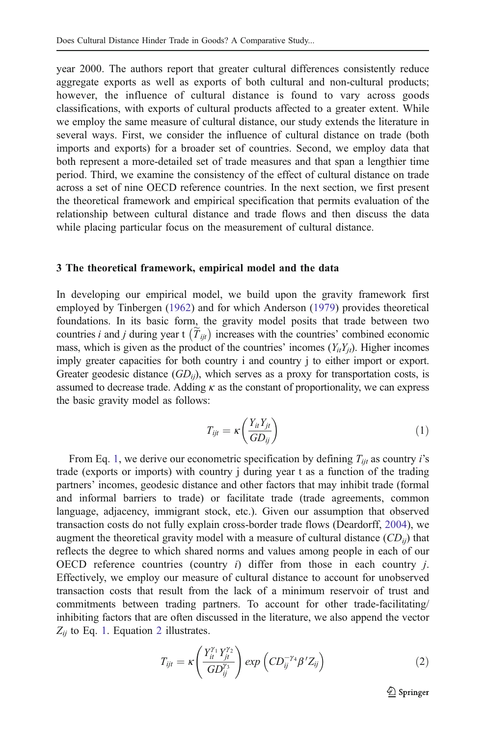year 2000. The authors report that greater cultural differences consistently reduce aggregate exports as well as exports of both cultural and non-cultural products; however, the influence of cultural distance is found to vary across goods classifications, with exports of cultural products affected to a greater extent. While we employ the same measure of cultural distance, our study extends the literature in several ways. First, we consider the influence of cultural distance on trade (both imports and exports) for a broader set of countries. Second, we employ data that both represent a more-detailed set of trade measures and that span a lengthier time period. Third, we examine the consistency of the effect of cultural distance on trade across a set of nine OECD reference countries. In the next section, we first present the theoretical framework and empirical specification that permits evaluation of the relationship between cultural distance and trade flows and then discuss the data while placing particular focus on the measurement of cultural distance.

## 3 The theoretical framework, empirical model and the data

In developing our empirical model, we build upon the gravity framework first employed by Tinbergen (1962) and for which Anderson (1979) provides theoretical foundations. In its basic form, the gravity model posits that trade between two countries *i* and *j* during year t $\left(\widetilde{T}_{ijt}\right)$ increases with the countries' combined economic mass, which is given as the product of the countries' incomes ($Y_{it}Y_{jt}$). Higher incomes imply greater capacities for both country i and country j to either import or export. Greater geodesic distance ($GD_{ij}$), which serves as a proxy for transportation costs, is assumed to decrease trade. Adding $\kappa$ as the constant of proportionality, we can express the basic gravity model as follows:

$$T_{ijt} = \kappa\left(\frac{Y_{it}Y_{jt}}{GD_{ij}}\right) \tag{1}$$

From Eq. 1, we derive our econometric specification by defining $T_{ijt}$ as country *i*'s trade (exports or imports) with country j during year t as a function of the trading partners' incomes, geodesic distance and other factors that may inhibit trade (formal and informal barriers to trade) or facilitate trade (trade agreements, common language, adjacency, immigrant stock, etc.). Given our assumption that observed transaction costs do not fully explain cross-border trade flows (Deardorff, 2004), we augment the theoretical gravity model with a measure of cultural distance ($CD_{ij}$) that reflects the degree to which shared norms and values among people in each of our OECD reference countries (country *i*) differ from those in each country *j*. Effectively, we employ our measure of cultural distance to account for unobserved transaction costs that result from the lack of a minimum reservoir of trust and commitments between trading partners. To account for other trade-facilitating/inhibiting factors that are often discussed in the literature, we also append the vector $Z_{ij}$ to Eq. 1. Equation 2 illustrates.

$$T_{ijt} = \kappa\left(\frac{Y_{it}^{\gamma_1}Y_{jt}^{\gamma_2}}{GD_{ij}^{\gamma_3}}\right) exp\left(CD_{ij}^{-\gamma_4}\beta' Z_{ij}\right) \tag{2}$$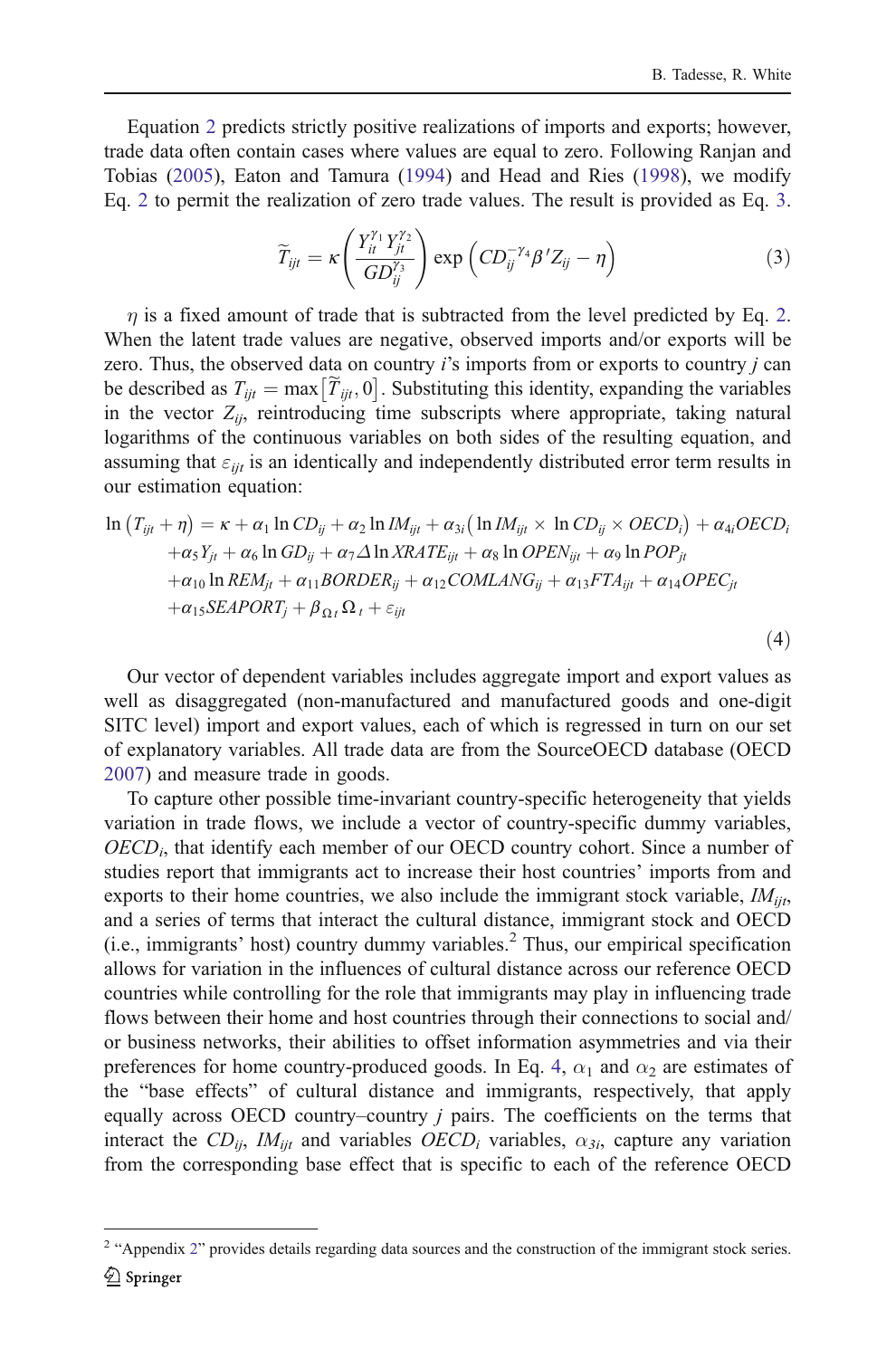Equation 2 predicts strictly positive realizations of imports and exports; however, trade data often contain cases where values are equal to zero. Following Ranjan and Tobias (2005), Eaton and Tamura (1994) and Head and Ries (1998), we modify Eq. 2 to permit the realization of zero trade values. The result is provided as Eq. 3.

$$\widetilde{T}_{ijt} = \kappa\left(\frac{Y_{it}^{\gamma_1} Y_{jt}^{\gamma_2}}{GD_{ij}^{\gamma_3}}\right) \exp\left(CD_{ij}^{-\gamma_4} \beta' Z_{ij} - \eta\right) \tag{3}$$

$\eta$ is a fixed amount of trade that is subtracted from the level predicted by Eq. 2. When the latent trade values are negative, observed imports and/or exports will be zero. Thus, the observed data on country $i$'s imports from or exports to country $j$ can be described as $T_{ijt} = \max\left[\widetilde{T}_{ijt}, 0\right]$. Substituting this identity, expanding the variables in the vector $Z_{ij}$, reintroducing time subscripts where appropriate, taking natural logarithms of the continuous variables on both sides of the resulting equation, and assuming that $\varepsilon_{ijt}$ is an identically and independently distributed error term results in our estimation equation:

$$\begin{aligned}
\ln\left(T_{ijt} + \eta\right) = {} & \kappa + \alpha_1 \ln CD_{ij} + \alpha_2 \ln IM_{ijt} + \alpha_{3i}\left(\ln IM_{ijt} \times \ln CD_{ij} \times OECD_i\right) + \alpha_{4i} OECD_i \\
& + \alpha_5 Y_{jt} + \alpha_6 \ln GD_{ij} + \alpha_7 \Delta \ln XRATE_{ijt} + \alpha_8 \ln OPEN_{ijt} + \alpha_9 \ln POP_{jt} \\
& + \alpha_{10} \ln REM_{jt} + \alpha_{11} BORDER_{ij} + \alpha_{12} COMLANG_{ij} + \alpha_{13} FTA_{ijt} + \alpha_{14} OPEC_{jt} \\
& + \alpha_{15} SEAPORT_j + \beta_{\Omega_t} \Omega_t + \varepsilon_{ijt}
\end{aligned} \tag{4}$$

Our vector of dependent variables includes aggregate import and export values as well as disaggregated (non-manufactured and manufactured goods and one-digit SITC level) import and export values, each of which is regressed in turn on our set of explanatory variables. All trade data are from the SourceOECD database (OECD 2007) and measure trade in goods.

To capture other possible time-invariant country-specific heterogeneity that yields variation in trade flows, we include a vector of country-specific dummy variables, $OECD_i$, that identify each member of our OECD country cohort. Since a number of studies report that immigrants act to increase their host countries' imports from and exports to their home countries, we also include the immigrant stock variable, $IM_{ijt}$, and a series of terms that interact the cultural distance, immigrant stock and OECD (i.e., immigrants' host) country dummy variables.[2] Thus, our empirical specification allows for variation in the influences of cultural distance across our reference OECD countries while controlling for the role that immigrants may play in influencing trade flows between their home and host countries through their connections to social and/or business networks, their abilities to offset information asymmetries and via their preferences for home country-produced goods. In Eq. 4, $\alpha_1$ and $\alpha_2$ are estimates of the "base effects" of cultural distance and immigrants, respectively, that apply equally across OECD country–country $j$ pairs. The coefficients on the terms that interact the $CD_{ij}$, $IM_{ijt}$ and variables $OECD_i$ variables, $\alpha_{3i}$, capture any variation from the corresponding base effect that is specific to each of the reference OECD

[2] "Appendix 2" provides details regarding data sources and the construction of the immigrant stock series.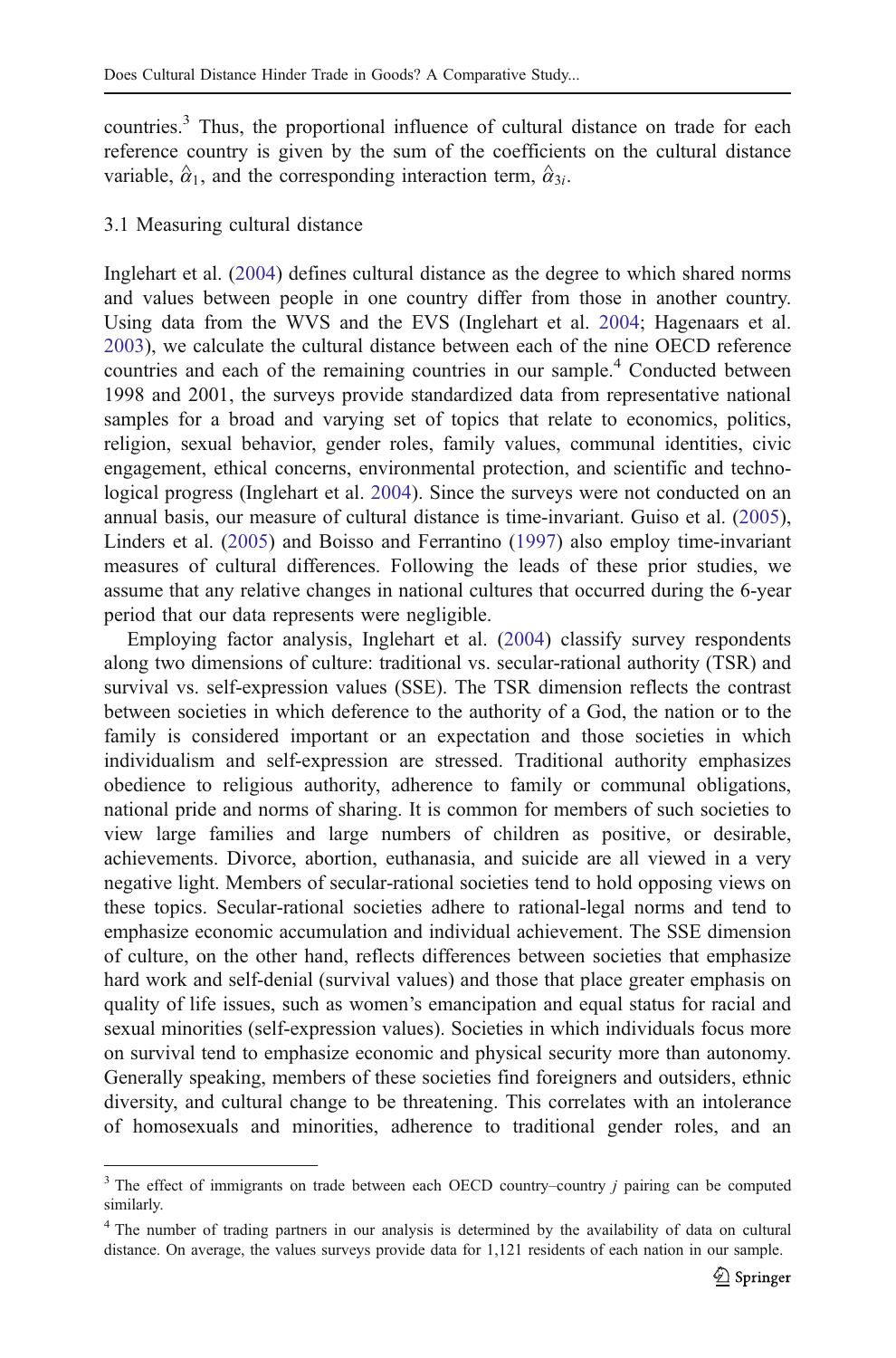countries.[3] Thus, the proportional influence of cultural distance on trade for each reference country is given by the sum of the coefficients on the cultural distance variable, $\hat{\alpha}_1$, and the corresponding interaction term, $\hat{\alpha}_{3i}$.

### 3.1 Measuring cultural distance

Inglehart et al. (2004) defines cultural distance as the degree to which shared norms and values between people in one country differ from those in another country. Using data from the WVS and the EVS (Inglehart et al. 2004; Hagenaars et al. 2003), we calculate the cultural distance between each of the nine OECD reference countries and each of the remaining countries in our sample.[4] Conducted between 1998 and 2001, the surveys provide standardized data from representative national samples for a broad and varying set of topics that relate to economics, politics, religion, sexual behavior, gender roles, family values, communal identities, civic engagement, ethical concerns, environmental protection, and scientific and technological progress (Inglehart et al. 2004). Since the surveys were not conducted on an annual basis, our measure of cultural distance is time-invariant. Guiso et al. (2005), Linders et al. (2005) and Boisso and Ferrantino (1997) also employ time-invariant measures of cultural differences. Following the leads of these prior studies, we assume that any relative changes in national cultures that occurred during the 6-year period that our data represents were negligible.

Employing factor analysis, Inglehart et al. (2004) classify survey respondents along two dimensions of culture: traditional vs. secular-rational authority (TSR) and survival vs. self-expression values (SSE). The TSR dimension reflects the contrast between societies in which deference to the authority of a God, the nation or to the family is considered important or an expectation and those societies in which individualism and self-expression are stressed. Traditional authority emphasizes obedience to religious authority, adherence to family or communal obligations, national pride and norms of sharing. It is common for members of such societies to view large families and large numbers of children as positive, or desirable, achievements. Divorce, abortion, euthanasia, and suicide are all viewed in a very negative light. Members of secular-rational societies tend to hold opposing views on these topics. Secular-rational societies adhere to rational-legal norms and tend to emphasize economic accumulation and individual achievement. The SSE dimension of culture, on the other hand, reflects differences between societies that emphasize hard work and self-denial (survival values) and those that place greater emphasis on quality of life issues, such as women's emancipation and equal status for racial and sexual minorities (self-expression values). Societies in which individuals focus more on survival tend to emphasize economic and physical security more than autonomy. Generally speaking, members of these societies find foreigners and outsiders, ethnic diversity, and cultural change to be threatening. This correlates with an intolerance of homosexuals and minorities, adherence to traditional gender roles, and an

---

[3] The effect of immigrants on trade between each OECD country–country $j$ pairing can be computed similarly.

[4] The number of trading partners in our analysis is determined by the availability of data on cultural distance. On average, the values surveys provide data for 1,121 residents of each nation in our sample.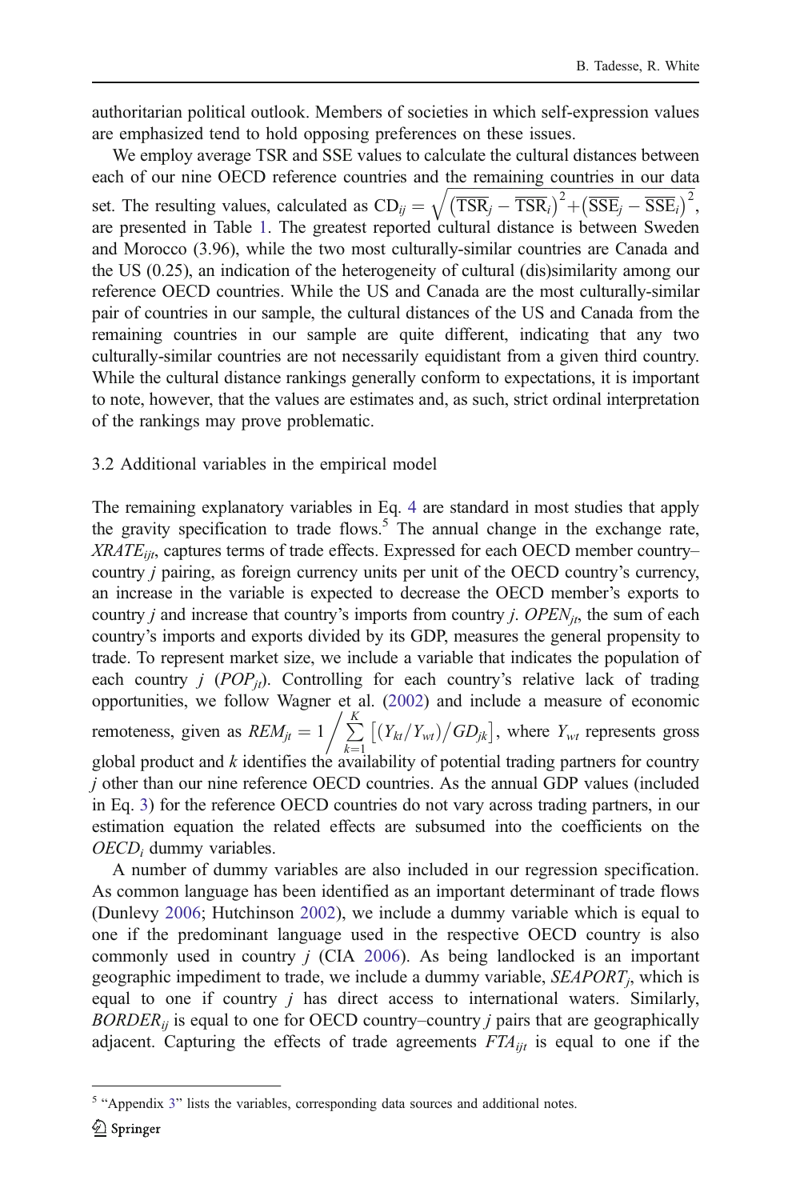authoritarian political outlook. Members of societies in which self-expression values are emphasized tend to hold opposing preferences on these issues.

We employ average TSR and SSE values to calculate the cultural distances between each of our nine OECD reference countries and the remaining countries in our data set. The resulting values, calculated as $\mathrm{CD}_{ij} = \sqrt{\left(\overline{\mathrm{TSR}}_j - \overline{\mathrm{TSR}}_i\right)^2 + \left(\overline{\mathrm{SSE}}_j - \overline{\mathrm{SSE}}_i\right)^2}$, are presented in Table 1. The greatest reported cultural distance is between Sweden and Morocco (3.96), while the two most culturally-similar countries are Canada and the US (0.25), an indication of the heterogeneity of cultural (dis)similarity among our reference OECD countries. While the US and Canada are the most culturally-similar pair of countries in our sample, the cultural distances of the US and Canada from the remaining countries in our sample are quite different, indicating that any two culturally-similar countries are not necessarily equidistant from a given third country. While the cultural distance rankings generally conform to expectations, it is important to note, however, that the values are estimates and, as such, strict ordinal interpretation of the rankings may prove problematic.

### 3.2 Additional variables in the empirical model

The remaining explanatory variables in Eq. 4 are standard in most studies that apply the gravity specification to trade flows.[5] The annual change in the exchange rate, $XRATE_{ijt}$, captures terms of trade effects. Expressed for each OECD member country–country $j$ pairing, as foreign currency units per unit of the OECD country's currency, an increase in the variable is expected to decrease the OECD member's exports to country $j$ and increase that country's imports from country $j$. $OPEN_{jt}$, the sum of each country's imports and exports divided by its GDP, measures the general propensity to trade. To represent market size, we include a variable that indicates the population of each country $j$ ($POP_{jt}$). Controlling for each country's relative lack of trading opportunities, we follow Wagner et al. (2002) and include a measure of economic remoteness, given as $REM_{jt} = 1 \Big/ \sum_{k=1}^{K} \left[ (Y_{kt}/Y_{wt}) \big/ GD_{jk} \right]$, where $Y_{wt}$ represents gross global product and $k$ identifies the availability of potential trading partners for country $j$ other than our nine reference OECD countries. As the annual GDP values (included in Eq. 3) for the reference OECD countries do not vary across trading partners, in our estimation equation the related effects are subsumed into the coefficients on the $OECD_i$ dummy variables.

A number of dummy variables are also included in our regression specification. As common language has been identified as an important determinant of trade flows (Dunlevy 2006; Hutchinson 2002), we include a dummy variable which is equal to one if the predominant language used in the respective OECD country is also commonly used in country $j$ (CIA 2006). As being landlocked is an important geographic impediment to trade, we include a dummy variable, $SEAPORT_j$, which is equal to one if country $j$ has direct access to international waters. Similarly, $BORDER_{ij}$ is equal to one for OECD country–country $j$ pairs that are geographically adjacent. Capturing the effects of trade agreements $FTA_{ijt}$ is equal to one if the

[5] "Appendix 3" lists the variables, corresponding data sources and additional notes.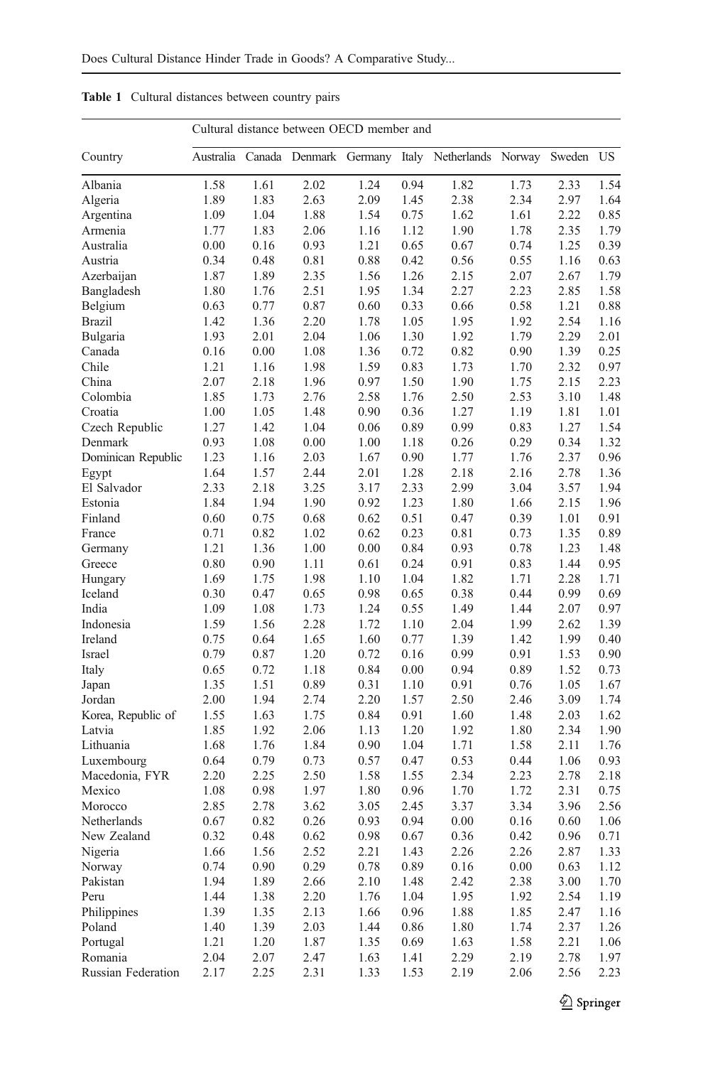**Table 1** Cultural distances between country pairs

| Country | Cultural distance between OECD member and | | | | | | | | |
|---|---|---|---|---|---|---|---|---|---|
| | Australia | Canada | Denmark | Germany | Italy | Netherlands | Norway | Sweden | US |
| Albania | 1.58 | 1.61 | 2.02 | 1.24 | 0.94 | 1.82 | 1.73 | 2.33 | 1.54 |
| Algeria | 1.89 | 1.83 | 2.63 | 2.09 | 1.45 | 2.38 | 2.34 | 2.97 | 1.64 |
| Argentina | 1.09 | 1.04 | 1.88 | 1.54 | 0.75 | 1.62 | 1.61 | 2.22 | 0.85 |
| Armenia | 1.77 | 1.83 | 2.06 | 1.16 | 1.12 | 1.90 | 1.78 | 2.35 | 1.79 |
| Australia | 0.00 | 0.16 | 0.93 | 1.21 | 0.65 | 0.67 | 0.74 | 1.25 | 0.39 |
| Austria | 0.34 | 0.48 | 0.81 | 0.88 | 0.42 | 0.56 | 0.55 | 1.16 | 0.63 |
| Azerbaijan | 1.87 | 1.89 | 2.35 | 1.56 | 1.26 | 2.15 | 2.07 | 2.67 | 1.79 |
| Bangladesh | 1.80 | 1.76 | 2.51 | 1.95 | 1.34 | 2.27 | 2.23 | 2.85 | 1.58 |
| Belgium | 0.63 | 0.77 | 0.87 | 0.60 | 0.33 | 0.66 | 0.58 | 1.21 | 0.88 |
| Brazil | 1.42 | 1.36 | 2.20 | 1.78 | 1.05 | 1.95 | 1.92 | 2.54 | 1.16 |
| Bulgaria | 1.93 | 2.01 | 2.04 | 1.06 | 1.30 | 1.92 | 1.79 | 2.29 | 2.01 |
| Canada | 0.16 | 0.00 | 1.08 | 1.36 | 0.72 | 0.82 | 0.90 | 1.39 | 0.25 |
| Chile | 1.21 | 1.16 | 1.98 | 1.59 | 0.83 | 1.73 | 1.70 | 2.32 | 0.97 |
| China | 2.07 | 2.18 | 1.96 | 0.97 | 1.50 | 1.90 | 1.75 | 2.15 | 2.23 |
| Colombia | 1.85 | 1.73 | 2.76 | 2.58 | 1.76 | 2.50 | 2.53 | 3.10 | 1.48 |
| Croatia | 1.00 | 1.05 | 1.48 | 0.90 | 0.36 | 1.27 | 1.19 | 1.81 | 1.01 |
| Czech Republic | 1.27 | 1.42 | 1.04 | 0.06 | 0.89 | 0.99 | 0.83 | 1.27 | 1.54 |
| Denmark | 0.93 | 1.08 | 0.00 | 1.00 | 1.18 | 0.26 | 0.29 | 0.34 | 1.32 |
| Dominican Republic | 1.23 | 1.16 | 2.03 | 1.67 | 0.90 | 1.77 | 1.76 | 2.37 | 0.96 |
| Egypt | 1.64 | 1.57 | 2.44 | 2.01 | 1.28 | 2.18 | 2.16 | 2.78 | 1.36 |
| El Salvador | 2.33 | 2.18 | 3.25 | 3.17 | 2.33 | 2.99 | 3.04 | 3.57 | 1.94 |
| Estonia | 1.84 | 1.94 | 1.90 | 0.92 | 1.23 | 1.80 | 1.66 | 2.15 | 1.96 |
| Finland | 0.60 | 0.75 | 0.68 | 0.62 | 0.51 | 0.47 | 0.39 | 1.01 | 0.91 |
| France | 0.71 | 0.82 | 1.02 | 0.62 | 0.23 | 0.81 | 0.73 | 1.35 | 0.89 |
| Germany | 1.21 | 1.36 | 1.00 | 0.00 | 0.84 | 0.93 | 0.78 | 1.23 | 1.48 |
| Greece | 0.80 | 0.90 | 1.11 | 0.61 | 0.24 | 0.91 | 0.83 | 1.44 | 0.95 |
| Hungary | 1.69 | 1.75 | 1.98 | 1.10 | 1.04 | 1.82 | 1.71 | 2.28 | 1.71 |
| Iceland | 0.30 | 0.47 | 0.65 | 0.98 | 0.65 | 0.38 | 0.44 | 0.99 | 0.69 |
| India | 1.09 | 1.08 | 1.73 | 1.24 | 0.55 | 1.49 | 1.44 | 2.07 | 0.97 |
| Indonesia | 1.59 | 1.56 | 2.28 | 1.72 | 1.10 | 2.04 | 1.99 | 2.62 | 1.39 |
| Ireland | 0.75 | 0.64 | 1.65 | 1.60 | 0.77 | 1.39 | 1.42 | 1.99 | 0.40 |
| Israel | 0.79 | 0.87 | 1.20 | 0.72 | 0.16 | 0.99 | 0.91 | 1.53 | 0.90 |
| Italy | 0.65 | 0.72 | 1.18 | 0.84 | 0.00 | 0.94 | 0.89 | 1.52 | 0.73 |
| Japan | 1.35 | 1.51 | 0.89 | 0.31 | 1.10 | 0.91 | 0.76 | 1.05 | 1.67 |
| Jordan | 2.00 | 1.94 | 2.74 | 2.20 | 1.57 | 2.50 | 2.46 | 3.09 | 1.74 |
| Korea, Republic of | 1.55 | 1.63 | 1.75 | 0.84 | 0.91 | 1.60 | 1.48 | 2.03 | 1.62 |
| Latvia | 1.85 | 1.92 | 2.06 | 1.13 | 1.20 | 1.92 | 1.80 | 2.34 | 1.90 |
| Lithuania | 1.68 | 1.76 | 1.84 | 0.90 | 1.04 | 1.71 | 1.58 | 2.11 | 1.76 |
| Luxembourg | 0.64 | 0.79 | 0.73 | 0.57 | 0.47 | 0.53 | 0.44 | 1.06 | 0.93 |
| Macedonia, FYR | 2.20 | 2.25 | 2.50 | 1.58 | 1.55 | 2.34 | 2.23 | 2.78 | 2.18 |
| Mexico | 1.08 | 0.98 | 1.97 | 1.80 | 0.96 | 1.70 | 1.72 | 2.31 | 0.75 |
| Morocco | 2.85 | 2.78 | 3.62 | 3.05 | 2.45 | 3.37 | 3.34 | 3.96 | 2.56 |
| Netherlands | 0.67 | 0.82 | 0.26 | 0.93 | 0.94 | 0.00 | 0.16 | 0.60 | 1.06 |
| New Zealand | 0.32 | 0.48 | 0.62 | 0.98 | 0.67 | 0.36 | 0.42 | 0.96 | 0.71 |
| Nigeria | 1.66 | 1.56 | 2.52 | 2.21 | 1.43 | 2.26 | 2.26 | 2.87 | 1.33 |
| Norway | 0.74 | 0.90 | 0.29 | 0.78 | 0.89 | 0.16 | 0.00 | 0.63 | 1.12 |
| Pakistan | 1.94 | 1.89 | 2.66 | 2.10 | 1.48 | 2.42 | 2.38 | 3.00 | 1.70 |
| Peru | 1.44 | 1.38 | 2.20 | 1.76 | 1.04 | 1.95 | 1.92 | 2.54 | 1.19 |
| Philippines | 1.39 | 1.35 | 2.13 | 1.66 | 0.96 | 1.88 | 1.85 | 2.47 | 1.16 |
| Poland | 1.40 | 1.39 | 2.03 | 1.44 | 0.86 | 1.80 | 1.74 | 2.37 | 1.26 |
| Portugal | 1.21 | 1.20 | 1.87 | 1.35 | 0.69 | 1.63 | 1.58 | 2.21 | 1.06 |
| Romania | 2.04 | 2.07 | 2.47 | 1.63 | 1.41 | 2.29 | 2.19 | 2.78 | 1.97 |
| Russian Federation | 2.17 | 2.25 | 2.31 | 1.33 | 1.53 | 2.19 | 2.06 | 2.56 | 2.23 |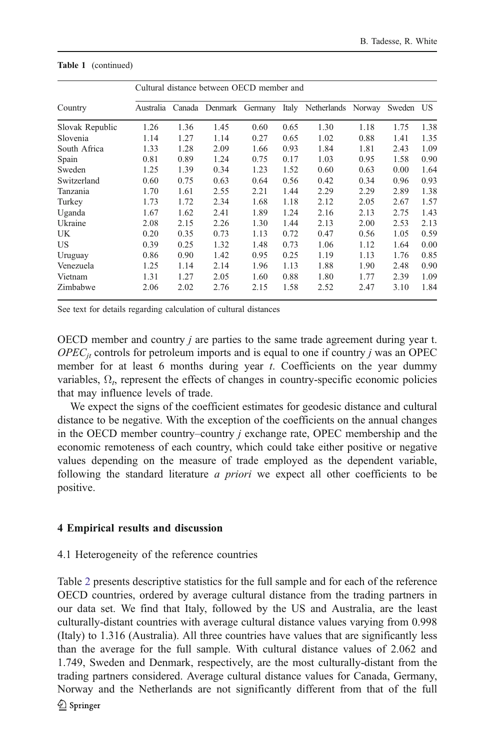**Table 1** (continued)

| Country | Cultural distance between OECD member and | | | | | | | | |
|---|---|---|---|---|---|---|---|---|---|
| | Australia | Canada | Denmark | Germany | Italy | Netherlands | Norway | Sweden | US |
| Slovak Republic | 1.26 | 1.36 | 1.45 | 0.60 | 0.65 | 1.30 | 1.18 | 1.75 | 1.38 |
| Slovenia | 1.14 | 1.27 | 1.14 | 0.27 | 0.65 | 1.02 | 0.88 | 1.41 | 1.35 |
| South Africa | 1.33 | 1.28 | 2.09 | 1.66 | 0.93 | 1.84 | 1.81 | 2.43 | 1.09 |
| Spain | 0.81 | 0.89 | 1.24 | 0.75 | 0.17 | 1.03 | 0.95 | 1.58 | 0.90 |
| Sweden | 1.25 | 1.39 | 0.34 | 1.23 | 1.52 | 0.60 | 0.63 | 0.00 | 1.64 |
| Switzerland | 0.60 | 0.75 | 0.63 | 0.64 | 0.56 | 0.42 | 0.34 | 0.96 | 0.93 |
| Tanzania | 1.70 | 1.61 | 2.55 | 2.21 | 1.44 | 2.29 | 2.29 | 2.89 | 1.38 |
| Turkey | 1.73 | 1.72 | 2.34 | 1.68 | 1.18 | 2.12 | 2.05 | 2.67 | 1.57 |
| Uganda | 1.67 | 1.62 | 2.41 | 1.89 | 1.24 | 2.16 | 2.13 | 2.75 | 1.43 |
| Ukraine | 2.08 | 2.15 | 2.26 | 1.30 | 1.44 | 2.13 | 2.00 | 2.53 | 2.13 |
| UK | 0.20 | 0.35 | 0.73 | 1.13 | 0.72 | 0.47 | 0.56 | 1.05 | 0.59 |
| US | 0.39 | 0.25 | 1.32 | 1.48 | 0.73 | 1.06 | 1.12 | 1.64 | 0.00 |
| Uruguay | 0.86 | 0.90 | 1.42 | 0.95 | 0.25 | 1.19 | 1.13 | 1.76 | 0.85 |
| Venezuela | 1.25 | 1.14 | 2.14 | 1.96 | 1.13 | 1.88 | 1.90 | 2.48 | 0.90 |
| Vietnam | 1.31 | 1.27 | 2.05 | 1.60 | 0.88 | 1.80 | 1.77 | 2.39 | 1.09 |
| Zimbabwe | 2.06 | 2.02 | 2.76 | 2.15 | 1.58 | 2.52 | 2.47 | 3.10 | 1.84 |

See text for details regarding calculation of cultural distances

OECD member and country *j* are parties to the same trade agreement during year t. $OPEC_{jt}$ controls for petroleum imports and is equal to one if country *j* was an OPEC member for at least 6 months during year *t*. Coefficients on the year dummy variables, $\Omega_t$, represent the effects of changes in country-specific economic policies that may influence levels of trade.

We expect the signs of the coefficient estimates for geodesic distance and cultural distance to be negative. With the exception of the coefficients on the annual changes in the OECD member country–country *j* exchange rate, OPEC membership and the economic remoteness of each country, which could take either positive or negative values depending on the measure of trade employed as the dependent variable, following the standard literature *a priori* we expect all other coefficients to be positive.

## 4 Empirical results and discussion

### 4.1 Heterogeneity of the reference countries

Table 2 presents descriptive statistics for the full sample and for each of the reference OECD countries, ordered by average cultural distance from the trading partners in our data set. We find that Italy, followed by the US and Australia, are the least culturally-distant countries with average cultural distance values varying from 0.998 (Italy) to 1.316 (Australia). All three countries have values that are significantly less than the average for the full sample. With cultural distance values of 2.062 and 1.749, Sweden and Denmark, respectively, are the most culturally-distant from the trading partners considered. Average cultural distance values for Canada, Germany, Norway and the Netherlands are not significantly different from that of the full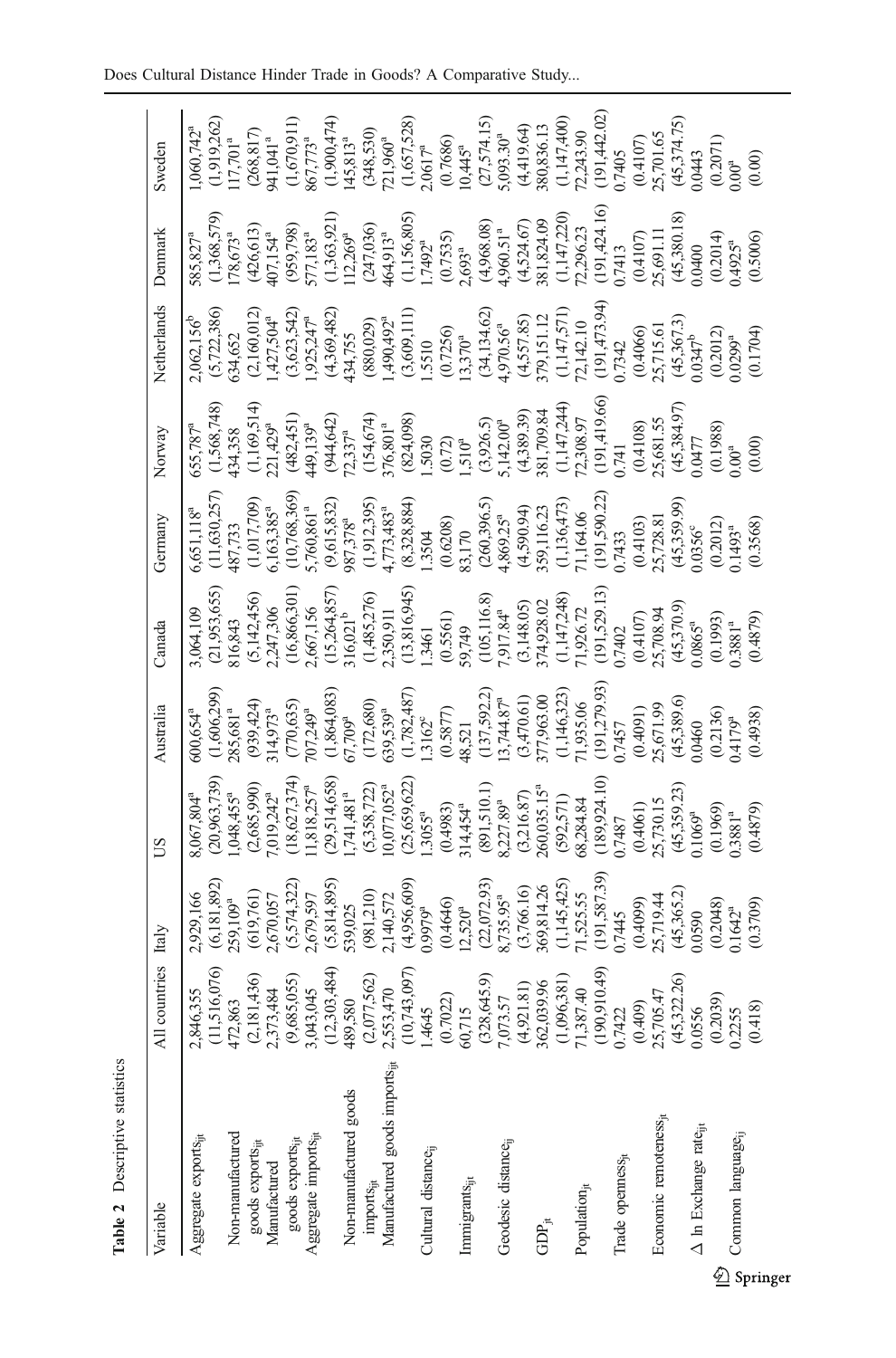**Table 2** Descriptive statistics

| Variable | All countries | Italy | US | Australia | Canada | Germany | Norway | Netherlands | Denmark | Sweden |
|---|---|---|---|---|---|---|---|---|---|---|
| Aggregate exports$_{ijt}$ | 2,846,355 | 2,929,166 | 8,067,804[a] | 600,654[a] | 3,064,109 | 6,651,118[a] | 655,787[a] | 2,062,156[b] | 585,827[a] | 1,060,742[a] |
| | (11,516,076) | (6,181,892) | (20,963,739) | (1,606,299) | (21,953,655) | (11,630,257) | (1,568,748) | (5,722,386) | (1,368,579) | (1,919,262) |
| Non-manufactured goods exports$_{ijt}$ | 472,863 | 259,109[a] | 1,048,455[a] | 285,681[a] | 816,843 | 487,733 | 434,358 | 634,652 | 178,673[a] | 117,701[a] |
| | (2,181,436) | (619,761) | (2,685,990) | (939,424) | (5,142,456) | (1,017,709) | (1,169,514) | (2,160,012) | (426,613) | (268,817) |
| Manufactured goods exports$_{ijt}$ | 2,373,484 | 2,670,057 | 7,019,242[a] | 314,973[a] | 2,247,306 | 6,163,385[a] | 221,429[a] | 1,427,504[a] | 407,154[a] | 941,041[a] |
| | (9,685,055) | (5,574,322) | (18,627,374) | (770,635) | (16,866,301) | (10,768,369) | (482,451) | (3,623,542) | (959,798) | (1,670,911) |
| Aggregate imports$_{ijt}$ | 3,043,045 | 2,679,597 | 11,818,257[a] | 707,249[a] | 2,667,156 | 5,760,861[a] | 449,139[a] | 1,925,247[a] | 577,183[a] | 867,773[a] |
| | (12,303,484) | (5,814,895) | (29,514,658) | (1,864,083) | (15,264,857) | (9,615,832) | (944,642) | (4,369,482) | (1,363,921) | (1,900,474) |
| Non-manufactured goods imports$_{ijt}$ | 489,580 | 539,025 | 1,741,481[a] | 67,709[a] | 316,021[b] | 987,378[a] | 72,337[a] | 434,755 | 112,269[a] | 145,813[a] |
| | (2,077,562) | (981,210) | (5,358,722) | (172,680) | (1,485,276) | (1,912,395) | (154,674) | (880,029) | (247,036) | (348,530) |
| Manufactured goods imports$_{ijt}$ | 2,553,470 | 2,140,572 | 10,077,052[a] | 639,539[a] | 2,350,911 | 4,773,483[a] | 376,801[a] | 1,490,492[a] | 464,913[a] | 721,960[a] |
| | (10,743,097) | (4,956,609) | (25,659,622) | (1,782,487) | (13,816,945) | (8,328,884) | (824,098) | (3,609,111) | (1,156,805) | (1,657,528) |
| Cultural distance$_{ij}$ | 1.4645 | 0.9979[a] | 1.3055[a] | 1.3162[c] | 1.3461 | 1.3504 | 1.5030 | 1.5510 | 1.7492[a] | 2.0617[a] |
| | (0.7022) | (0.4646) | (0.4983) | (0.5877) | (0.5561) | (0.6208) | (0.72) | (0.7256) | (0.7535) | (0.7686) |
| Immigrants$_{ijt}$ | 60,715 | 12,520[a] | 314,454[a] | 48,521 | 59,749 | 83,170 | 1,510[a] | 13,370[a] | 2,693[a] | 10,445[a] |
| | (328,645.9) | (22,072.93) | (891,510.1) | (137,592.2) | (105,116.8) | (260,396.5) | (3,926.5) | (34,134.62) | (4,968.08) | (27,574.15) |
| Geodesic distance$_{ij}$ | 7,073.57 | 8,735.95[a] | 8,227.89[a] | 13,744.87[a] | 7,917.84[a] | 4,869.25[a] | 5,142.00[a] | 4,970.56[a] | 4,960.51[a] | 5,093.30[a] |
| | (4,921.81) | (3,766.16) | (3,216.87) | (3,470.61) | (3,148.05) | (4,590.94) | (4,389.39) | (4,557.85) | (4,524.67) | (4,419.64) |
| GDP$_{jt}$ | 362,039.96 | 369,814.26 | 260,035.15[a] | 377,963.00 | 374,928.02 | 359,116.23 | 381,709.84 | 379,151.12 | 381,824.09 | 380,836.13 |
| | (1,096,381) | (1,145,425) | (592,571) | (1,146,323) | (1,147,248) | (1,136,473) | (1,147,244) | (1,147,571) | (1,147,220) | (1,147,400) |
| Population$_{jt}$ | 71,387.40 | 71,525.55 | 68,284.84 | 71,935.06 | 71,926.72 | 71,164.06 | 72,308.97 | 72,142.10 | 72,296.23 | 72,243.90 |
| | (190,910.49) | (191,587.39) | (189,924.10) | (191,279.93) | (191,529.13) | (191,590.22) | (191,419.66) | (191,473.94) | (191,424.16) | (191,442.02) |
| Trade openness$_{jt}$ | 0.7422 | 0.7445 | 0.7487 | 0.7457 | 0.7402 | 0.7433 | 0.741 | 0.7342 | 0.7413 | 0.7405 |
| | (0.409) | (0.4099) | (0.4061) | (0.4091) | (0.4107) | (0.4103) | (0.4108) | (0.4066) | (0.4107) | (0.4107) |
| Economic remoteness$_{jt}$ | 25,705.47 | 25,719.44 | 25,730.15 | 25,671.99 | 25,708.94 | 25,728.81 | 25,681.55 | 25,715.61 | 25,691.11 | 25,701.65 |
| | (45,322.26) | (45,365.2) | (45,359.23) | (45,389.6) | (45,370.9) | (45,359.99) | (45,384.97) | (45,367.3) | (45,380.18) | (45,374.75) |
| Δ ln Exchange rate$_{ijt}$ | 0.0556 | 0.0590 | 0.1069[a] | 0.0460 | 0.0865[a] | 0.0356[c] | 0.0477 | 0.0347[b] | 0.0400 | 0.0443 |
| | (0.2039) | (0.2048) | (0.1969) | (0.2136) | (0.1993) | (0.2012) | (0.1988) | (0.2012) | (0.2014) | (0.2071) |
| Common language$_{ij}$ | 0.2255 | 0.1642[a] | 0.3881[a] | 0.4179[a] | 0.3881[a] | 0.1493[a] | 0.00[a] | 0.0299[a] | 0.4925[a] | 0.00[a] |
| | (0.418) | (0.3709) | (0.4879) | (0.4938) | (0.4879) | (0.3568) | (0.00) | (0.1704) | (0.5006) | (0.00) |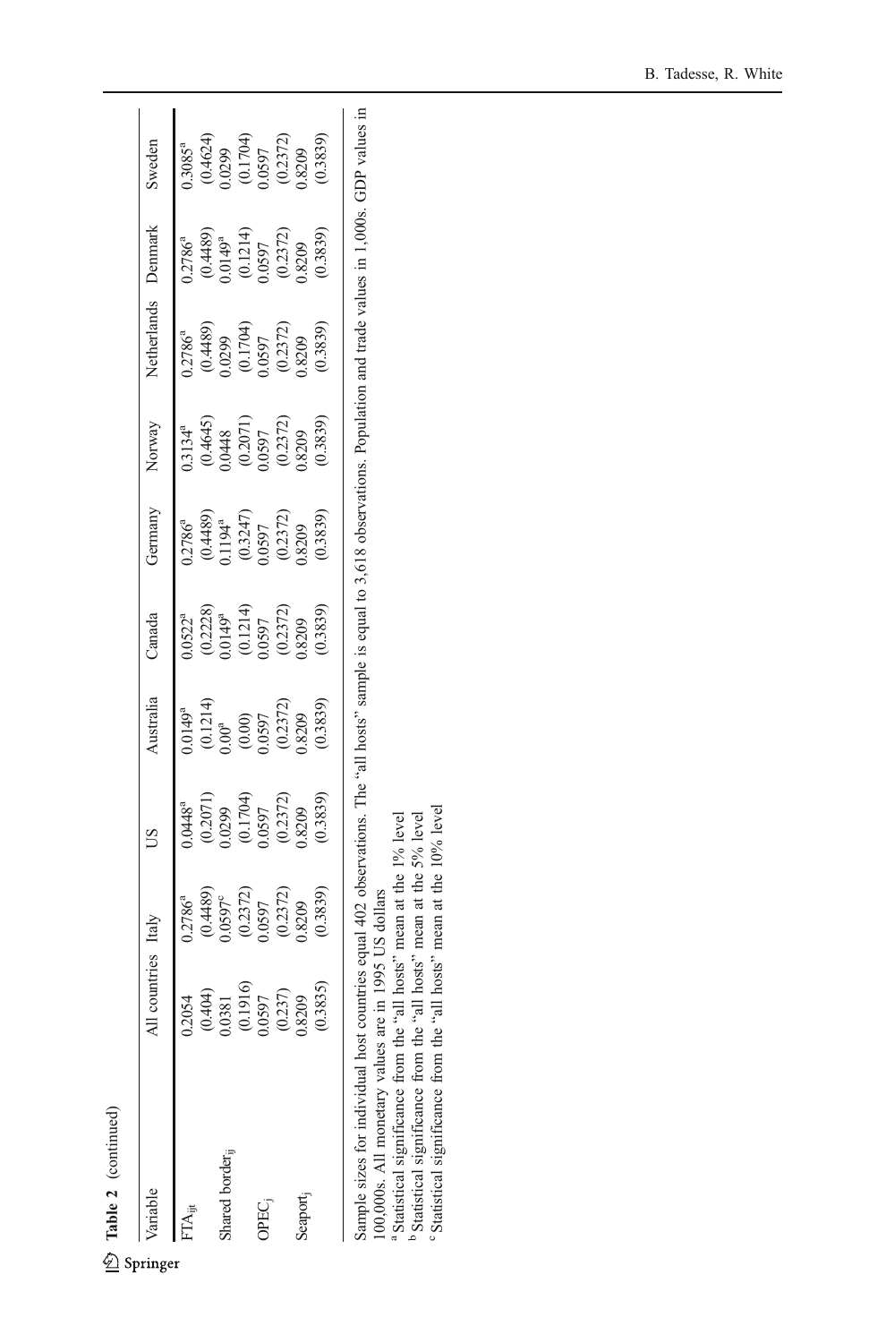**Table 2** (continued)

| Variable | All countries | Italy | US | Australia | Canada | Germany | Norway | Netherlands | Denmark | Sweden |
|---|---|---|---|---|---|---|---|---|---|---|
| $FTA_{ijt}$ | 0.2054 | 0.2786[a] | 0.0448[a] | 0.0149[a] | 0.0522[a] | 0.2786[a] | 0.3134[a] | 0.2786[a] | 0.2786[a] | 0.3085[a] |
| | (0.404) | (0.4489) | (0.2071) | (0.1214) | (0.2228) | (0.4489) | (0.4645) | (0.4489) | (0.4489) | (0.4624) |
| Shared $border_{ij}$ | 0.0381 | 0.0597[c] | 0.0299 | 0.00[a] | 0.0149[a] | 0.1194[a] | 0.0448 | 0.0299 | 0.0149[a] | 0.0299 |
| | (0.1916) | (0.2372) | (0.1704) | (0.00) | (0.1214) | (0.3247) | (0.2071) | (0.1704) | (0.1214) | (0.1704) |
| $OPEC_j$ | 0.0597 | 0.0597 | 0.0597 | 0.0597 | 0.0597 | 0.0597 | 0.0597 | 0.0597 | 0.0597 | 0.0597 |
| | (0.237) | (0.2372) | (0.2372) | (0.2372) | (0.2372) | (0.2372) | (0.2372) | (0.2372) | (0.2372) | (0.2372) |
| $Seaport_j$ | 0.8209 | 0.8209 | 0.8209 | 0.8209 | 0.8209 | 0.8209 | 0.8209 | 0.8209 | 0.8209 | 0.8209 |
| | (0.3835) | (0.3839) | (0.3839) | (0.3839) | (0.3839) | (0.3839) | (0.3839) | (0.3839) | (0.3839) | (0.3839) |

Sample sizes for individual host countries equal 402 observations. The "all hosts" sample is equal to 3,618 observations. Population and trade values in 1,000s. GDP values in 100,000s. All monetary values are in 1995 US dollars

[a] Statistical significance from the "all hosts" mean at the 1% level

[b] Statistical significance from the "all hosts" mean at the 5% level

[c] Statistical significance from the "all hosts" mean at the 10% level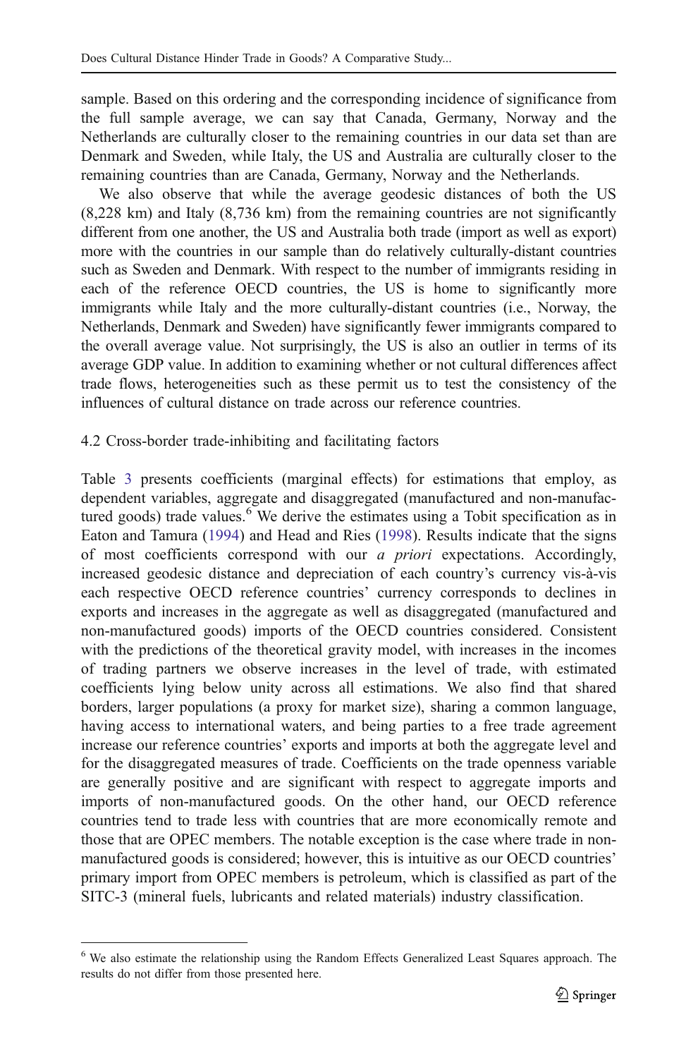sample. Based on this ordering and the corresponding incidence of significance from the full sample average, we can say that Canada, Germany, Norway and the Netherlands are culturally closer to the remaining countries in our data set than are Denmark and Sweden, while Italy, the US and Australia are culturally closer to the remaining countries than are Canada, Germany, Norway and the Netherlands.

We also observe that while the average geodesic distances of both the US (8,228 km) and Italy (8,736 km) from the remaining countries are not significantly different from one another, the US and Australia both trade (import as well as export) more with the countries in our sample than do relatively culturally-distant countries such as Sweden and Denmark. With respect to the number of immigrants residing in each of the reference OECD countries, the US is home to significantly more immigrants while Italy and the more culturally-distant countries (i.e., Norway, the Netherlands, Denmark and Sweden) have significantly fewer immigrants compared to the overall average value. Not surprisingly, the US is also an outlier in terms of its average GDP value. In addition to examining whether or not cultural differences affect trade flows, heterogeneities such as these permit us to test the consistency of the influences of cultural distance on trade across our reference countries.

## 4.2 Cross-border trade-inhibiting and facilitating factors

Table 3 presents coefficients (marginal effects) for estimations that employ, as dependent variables, aggregate and disaggregated (manufactured and non-manufactured goods) trade values.[6] We derive the estimates using a Tobit specification as in Eaton and Tamura (1994) and Head and Ries (1998). Results indicate that the signs of most coefficients correspond with our *a priori* expectations. Accordingly, increased geodesic distance and depreciation of each country's currency vis-à-vis each respective OECD reference countries' currency corresponds to declines in exports and increases in the aggregate as well as disaggregated (manufactured and non-manufactured goods) imports of the OECD countries considered. Consistent with the predictions of the theoretical gravity model, with increases in the incomes of trading partners we observe increases in the level of trade, with estimated coefficients lying below unity across all estimations. We also find that shared borders, larger populations (a proxy for market size), sharing a common language, having access to international waters, and being parties to a free trade agreement increase our reference countries' exports and imports at both the aggregate level and for the disaggregated measures of trade. Coefficients on the trade openness variable are generally positive and are significant with respect to aggregate imports and imports of non-manufactured goods. On the other hand, our OECD reference countries tend to trade less with countries that are more economically remote and those that are OPEC members. The notable exception is the case where trade in non-manufactured goods is considered; however, this is intuitive as our OECD countries' primary import from OPEC members is petroleum, which is classified as part of the SITC-3 (mineral fuels, lubricants and related materials) industry classification.

---

[6] We also estimate the relationship using the Random Effects Generalized Least Squares approach. The results do not differ from those presented here.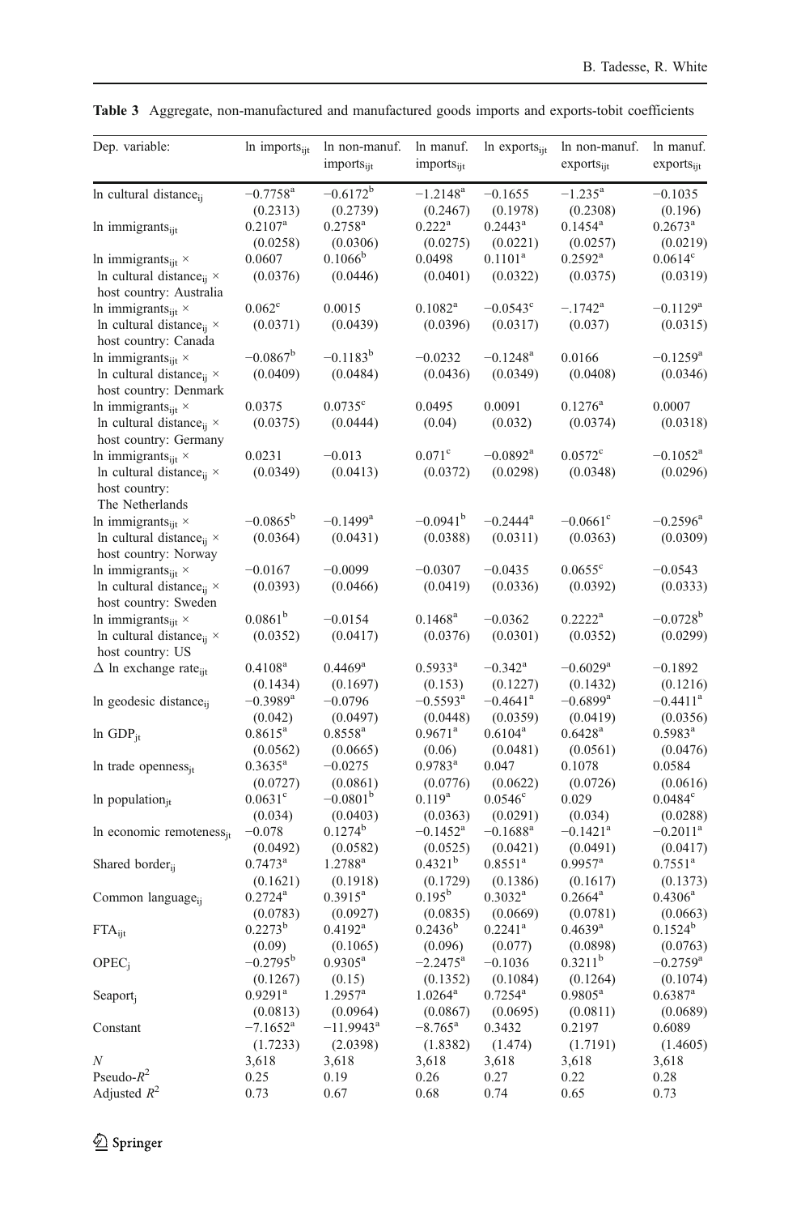**Table 3** Aggregate, non-manufactured and manufactured goods imports and exports-tobit coefficients

| Dep. variable: | ln imports$_{ijt}$ | ln non-manuf. imports$_{ijt}$ | ln manuf. imports$_{ijt}$ | ln exports$_{ijt}$ | ln non-manuf. exports$_{ijt}$ | ln manuf. exports$_{ijt}$ |
|---|---|---|---|---|---|---|
| ln cultural distance$_{ij}$ | −0.7758[a] | −0.6172[b] | −1.2148[a] | −0.1655 | −1.235[a] | −0.1035 |
| | (0.2313) | (0.2739) | (0.2467) | (0.1978) | (0.2308) | (0.196) |
| ln immigrants$_{ijt}$ | 0.2107[a] | 0.2758[a] | 0.222[a] | 0.2443[a] | 0.1454[a] | 0.2673[a] |
| | (0.0258) | (0.0306) | (0.0275) | (0.0221) | (0.0257) | (0.0219) |
| ln immigrants$_{ijt}$ × ln cultural distance$_{ij}$ × host country: Australia | 0.0607 | 0.1066[b] | 0.0498 | 0.1101[a] | 0.2592[a] | 0.0614[c] |
| | (0.0376) | (0.0446) | (0.0401) | (0.0322) | (0.0375) | (0.0319) |
| ln immigrants$_{ijt}$ × ln cultural distance$_{ij}$ × host country: Canada | 0.062[c] | 0.0015 | 0.1082[a] | −0.0543[c] | −.1742[a] | −0.1129[a] |
| | (0.0371) | (0.0439) | (0.0396) | (0.0317) | (0.037) | (0.0315) |
| ln immigrants$_{ijt}$ × ln cultural distance$_{ij}$ × host country: Denmark | −0.0867[b] | −0.1183[b] | −0.0232 | −0.1248[a] | 0.0166 | −0.1259[a] |
| | (0.0409) | (0.0484) | (0.0436) | (0.0349) | (0.0408) | (0.0346) |
| ln immigrants$_{ijt}$ × ln cultural distance$_{ij}$ × host country: Germany | 0.0375 | 0.0735[c] | 0.0495 | 0.0091 | 0.1276[a] | 0.0007 |
| | (0.0375) | (0.0444) | (0.04) | (0.032) | (0.0374) | (0.0318) |
| ln immigrants$_{ijt}$ × ln cultural distance$_{ij}$ × host country: The Netherlands | 0.0231 | −0.013 | 0.071[c] | −0.0892[a] | 0.0572[c] | −0.1052[a] |
| | (0.0349) | (0.0413) | (0.0372) | (0.0298) | (0.0348) | (0.0296) |
| ln immigrants$_{ijt}$ × ln cultural distance$_{ij}$ × host country: Norway | −0.0865[b] | −0.1499[a] | −0.0941[b] | −0.2444[a] | −0.0661[c] | −0.2596[a] |
| | (0.0364) | (0.0431) | (0.0388) | (0.0311) | (0.0363) | (0.0309) |
| ln immigrants$_{ijt}$ × ln cultural distance$_{ij}$ × host country: Sweden | −0.0167 | −0.0099 | −0.0307 | −0.0435 | 0.0655[c] | −0.0543 |
| | (0.0393) | (0.0466) | (0.0419) | (0.0336) | (0.0392) | (0.0333) |
| ln immigrants$_{ijt}$ × ln cultural distance$_{ij}$ × host country: US | 0.0861[b] | −0.0154 | 0.1468[a] | −0.0362 | 0.2222[a] | −0.0728[b] |
| | (0.0352) | (0.0417) | (0.0376) | (0.0301) | (0.0352) | (0.0299) |
| Δ ln exchange rate$_{ijt}$ | 0.4108[a] | 0.4469[a] | 0.5933[a] | −0.342[a] | −0.6029[a] | −0.1892 |
| | (0.1434) | (0.1697) | (0.153) | (0.1227) | (0.1432) | (0.1216) |
| ln geodesic distance$_{ij}$ | −0.3989[a] | −0.0796 | −0.5593[a] | −0.4641[a] | −0.6899[a] | −0.4411[a] |
| | (0.042) | (0.0497) | (0.0448) | (0.0359) | (0.0419) | (0.0356) |
| ln GDP$_{jt}$ | 0.8615[a] | 0.8558[a] | 0.9671[a] | 0.6104[a] | 0.6428[a] | 0.5983[a] |
| | (0.0562) | (0.0665) | (0.06) | (0.0481) | (0.0561) | (0.0476) |
| ln trade openness$_{jt}$ | 0.3635[a] | −0.0275 | 0.9783[a] | 0.047 | 0.1078 | 0.0584 |
| | (0.0727) | (0.0861) | (0.0776) | (0.0622) | (0.0726) | (0.0616) |
| ln population$_{jt}$ | 0.0631[c] | −0.0801[b] | 0.119[a] | 0.0546[c] | 0.029 | 0.0484[c] |
| | (0.034) | (0.0403) | (0.0363) | (0.0291) | (0.034) | (0.0288) |
| ln economic remoteness$_{jt}$ | −0.078 | 0.1274[b] | −0.1452[a] | −0.1688[a] | −0.1421[a] | −0.2011[a] |
| | (0.0492) | (0.0582) | (0.0525) | (0.0421) | (0.0491) | (0.0417) |
| Shared border$_{ij}$ | 0.7473[a] | 1.2788[a] | 0.4321[b] | 0.8551[a] | 0.9957[a] | 0.7551[a] |
| | (0.1621) | (0.1918) | (0.1729) | (0.1386) | (0.1617) | (0.1373) |
| Common language$_{ij}$ | 0.2724[a] | 0.3915[a] | 0.195[b] | 0.3032[a] | 0.2664[a] | 0.4306[a] |
| | (0.0783) | (0.0927) | (0.0835) | (0.0669) | (0.0781) | (0.0663) |
| FTA$_{ijt}$ | 0.2273[b] | 0.4192[a] | 0.2436[b] | 0.2241[a] | 0.4639[a] | 0.1524[b] |
| | (0.09) | (0.1065) | (0.096) | (0.077) | (0.0898) | (0.0763) |
| OPEC$_j$ | −0.2795[b] | 0.9305[a] | −2.2475[a] | −0.1036 | 0.3211[b] | −0.2759[a] |
| | (0.1267) | (0.15) | (0.1352) | (0.1084) | (0.1264) | (0.1074) |
| Seaport$_j$ | 0.9291[a] | 1.2957[a] | 1.0264[a] | 0.7254[a] | 0.9805[a] | 0.6387[a] |
| | (0.0813) | (0.0964) | (0.0867) | (0.0695) | (0.0811) | (0.0689) |
| Constant | −7.1652[a] | −11.9943[a] | −8.765[a] | 0.3432 | 0.2197 | 0.6089 |
| | (1.7233) | (2.0398) | (1.8382) | (1.474) | (1.7191) | (1.4605) |
| $N$ | 3,618 | 3,618 | 3,618 | 3,618 | 3,618 | 3,618 |
| Pseudo-$R^2$ | 0.25 | 0.19 | 0.26 | 0.27 | 0.22 | 0.28 |
| Adjusted $R^2$ | 0.73 | 0.67 | 0.68 | 0.74 | 0.65 | 0.73 |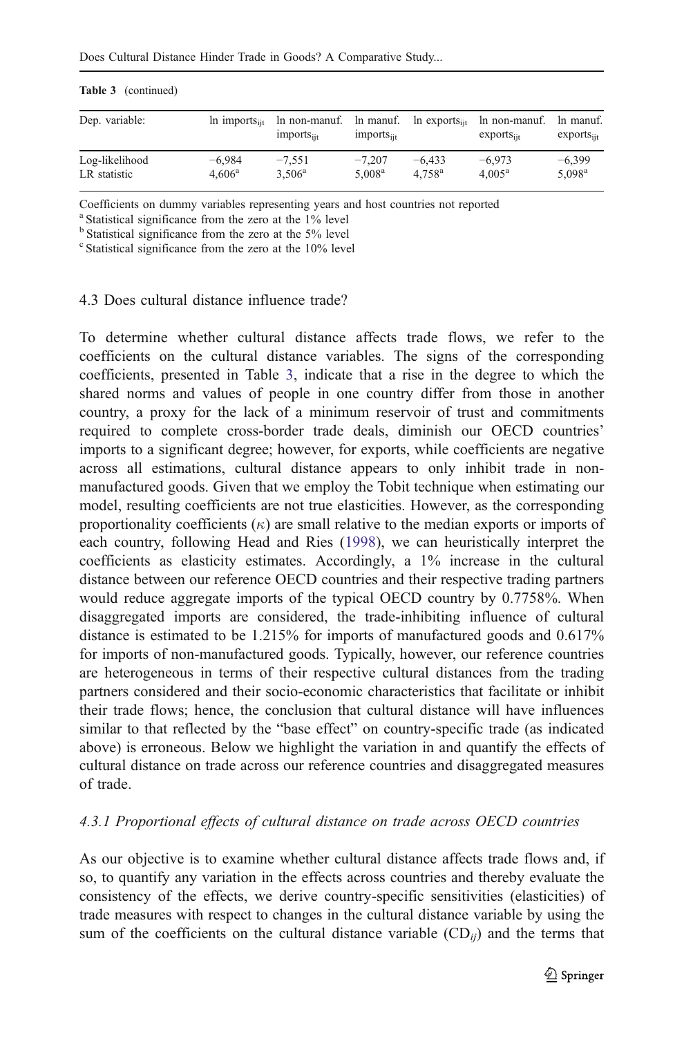**Table 3** (continued)

| Dep. variable: | ln imports$_{ijt}$ | ln non-manuf. imports$_{ijt}$ | ln manuf. imports$_{ijt}$ | ln exports$_{ijt}$ | ln non-manuf. exports$_{ijt}$ | ln manuf. exports$_{ijt}$ |
|---|---|---|---|---|---|---|
| Log-likelihood | −6,984 | −7,551 | −7,207 | −6,433 | −6,973 | −6,399 |
| LR statistic | 4,606[a] | 3,506[a] | 5,008[a] | 4,758[a] | 4,005[a] | 5,098[a] |

Coefficients on dummy variables representing years and host countries not reported

[a] Statistical significance from the zero at the 1% level

[b] Statistical significance from the zero at the 5% level

[c] Statistical significance from the zero at the 10% level

### 4.3 Does cultural distance influence trade?

To determine whether cultural distance affects trade flows, we refer to the coefficients on the cultural distance variables. The signs of the corresponding coefficients, presented in Table 3, indicate that a rise in the degree to which the shared norms and values of people in one country differ from those in another country, a proxy for the lack of a minimum reservoir of trust and commitments required to complete cross-border trade deals, diminish our OECD countries' imports to a significant degree; however, for exports, while coefficients are negative across all estimations, cultural distance appears to only inhibit trade in non-manufactured goods. Given that we employ the Tobit technique when estimating our model, resulting coefficients are not true elasticities. However, as the corresponding proportionality coefficients ($\kappa$) are small relative to the median exports or imports of each country, following Head and Ries (1998), we can heuristically interpret the coefficients as elasticity estimates. Accordingly, a 1% increase in the cultural distance between our reference OECD countries and their respective trading partners would reduce aggregate imports of the typical OECD country by 0.7758%. When disaggregated imports are considered, the trade-inhibiting influence of cultural distance is estimated to be 1.215% for imports of manufactured goods and 0.617% for imports of non-manufactured goods. Typically, however, our reference countries are heterogeneous in terms of their respective cultural distances from the trading partners considered and their socio-economic characteristics that facilitate or inhibit their trade flows; hence, the conclusion that cultural distance will have influences similar to that reflected by the "base effect" on country-specific trade (as indicated above) is erroneous. Below we highlight the variation in and quantify the effects of cultural distance on trade across our reference countries and disaggregated measures of trade.

#### *4.3.1 Proportional effects of cultural distance on trade across OECD countries*

As our objective is to examine whether cultural distance affects trade flows and, if so, to quantify any variation in the effects across countries and thereby evaluate the consistency of the effects, we derive country-specific sensitivities (elasticities) of trade measures with respect to changes in the cultural distance variable by using the sum of the coefficients on the cultural distance variable ($\mathrm{CD}_{ij}$) and the terms that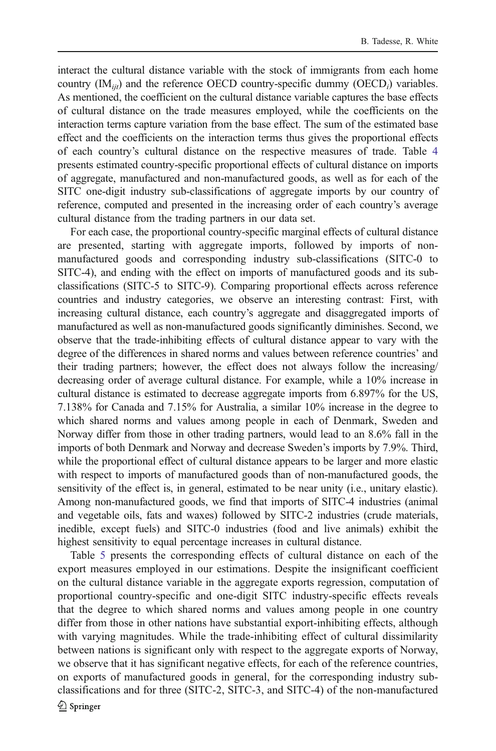interact the cultural distance variable with the stock of immigrants from each home country ($IM_{ijt}$) and the reference OECD country-specific dummy ($OECD_i$) variables. As mentioned, the coefficient on the cultural distance variable captures the base effects of cultural distance on the trade measures employed, while the coefficients on the interaction terms capture variation from the base effect. The sum of the estimated base effect and the coefficients on the interaction terms thus gives the proportional effects of each country's cultural distance on the respective measures of trade. Table 4 presents estimated country-specific proportional effects of cultural distance on imports of aggregate, manufactured and non-manufactured goods, as well as for each of the SITC one-digit industry sub-classifications of aggregate imports by our country of reference, computed and presented in the increasing order of each country's average cultural distance from the trading partners in our data set.

For each case, the proportional country-specific marginal effects of cultural distance are presented, starting with aggregate imports, followed by imports of non-manufactured goods and corresponding industry sub-classifications (SITC-0 to SITC-4), and ending with the effect on imports of manufactured goods and its sub-classifications (SITC-5 to SITC-9). Comparing proportional effects across reference countries and industry categories, we observe an interesting contrast: First, with increasing cultural distance, each country's aggregate and disaggregated imports of manufactured as well as non-manufactured goods significantly diminishes. Second, we observe that the trade-inhibiting effects of cultural distance appear to vary with the degree of the differences in shared norms and values between reference countries' and their trading partners; however, the effect does not always follow the increasing/ decreasing order of average cultural distance. For example, while a 10% increase in cultural distance is estimated to decrease aggregate imports from 6.897% for the US, 7.138% for Canada and 7.15% for Australia, a similar 10% increase in the degree to which shared norms and values among people in each of Denmark, Sweden and Norway differ from those in other trading partners, would lead to an 8.6% fall in the imports of both Denmark and Norway and decrease Sweden's imports by 7.9%. Third, while the proportional effect of cultural distance appears to be larger and more elastic with respect to imports of manufactured goods than of non-manufactured goods, the sensitivity of the effect is, in general, estimated to be near unity (i.e., unitary elastic). Among non-manufactured goods, we find that imports of SITC-4 industries (animal and vegetable oils, fats and waxes) followed by SITC-2 industries (crude materials, inedible, except fuels) and SITC-0 industries (food and live animals) exhibit the highest sensitivity to equal percentage increases in cultural distance.

Table 5 presents the corresponding effects of cultural distance on each of the export measures employed in our estimations. Despite the insignificant coefficient on the cultural distance variable in the aggregate exports regression, computation of proportional country-specific and one-digit SITC industry-specific effects reveals that the degree to which shared norms and values among people in one country differ from those in other nations have substantial export-inhibiting effects, although with varying magnitudes. While the trade-inhibiting effect of cultural dissimilarity between nations is significant only with respect to the aggregate exports of Norway, we observe that it has significant negative effects, for each of the reference countries, on exports of manufactured goods in general, for the corresponding industry sub-classifications and for three (SITC-2, SITC-3, and SITC-4) of the non-manufactured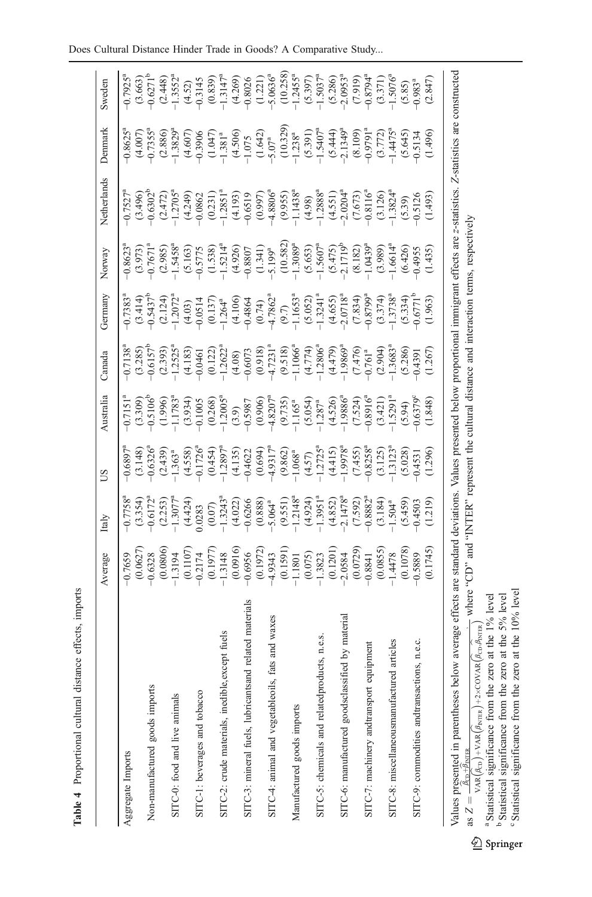**Table 4** Proportional cultural distance effects, imports

| | Average | Italy | US | Australia | Canada | Germany | Norway | Netherlands | Denmark | Sweden |
|---|---|---|---|---|---|---|---|---|---|---|
| Aggregate Imports | −0.7659 | −0.7758[a] | −0.6897[a] | −0.7151[a] | −0.7138[a] | −0.7383[a] | −0.8623[a] | −0.7527[a] | −0.8625[a] | −0.7925[a] |
| | (0.0627) | (3.354) | (3.148) | (3.309) | (3.285) | (3.414) | (3.973) | (3.496) | (4.007) | (3.663) |
| Non-manufactured goods imports | −0.6328 | −0.6172[a] | −0.6326[a] | −0.5106[b] | −0.6157[b] | −0.5437[b] | −0.7671[a] | −0.6302[b] | −0.7355[a] | −0.6271[b] |
| | (0.0806) | (2.253) | (2.439) | (1.996) | (2.393) | (2.124) | (2.985) | (2.472) | (2.886) | (2.448) |
| SITC-0: food and live animals | −1.3194 | −1.3077[a] | −1.363[a] | −1.1783[a] | −1.2525[a] | −1.2072[a] | −1.5458[a] | −1.2705[a] | −1.3829[a] | −1.3552[a] |
| | (0.1107) | (4.424) | (4.558) | (3.934) | (4.183) | (4.03) | (5.163) | (4.249) | (4.607) | (4.52) |
| SITC-1: beverages and tobacco | −0.2174 | 0.0283 | −0.1726[a] | −0.1005 | −0.0461 | −0.0514 | −0.5775 | −0.0862 | −0.3906 | −0.3145 |
| | (0.1977) | (0.07) | (0.454) | (0.268) | (0.122) | (0.137) | (1.538) | (0.231) | (1.047) | (0.839) |
| SITC-2: crude materials, inedible,except fuels | −1.3148 | −1.3243[a] | −1.2897[a] | −1.2005[a] | −1.2622[a] | −1.264[a] | −1.5214[a] | −1.2851[a] | −1.381[a] | −1.3147[a] |
| | (0.0916) | (4.022) | (4.135) | (3.9) | (4.08) | (4.106) | (4.926) | (4.193) | (4.506) | (4.269) |
| SITC-3: mineral fuels, lubricantsand related materials | −0.6956 | −0.6266 | −0.4622 | −0.5987 | −0.6073 | −0.4864 | −0.8807 | −0.6519 | −1.075 | −0.8026 |
| | (0.1972) | (0.888) | (0.694) | (0.906) | (0.918) | (0.74) | (1.341) | (0.997) | (1.642) | (1.221) |
| SITC-4: animal and vegetableoils, fats and waxes | −4.9343 | −5.064[a] | −4.9317[a] | −4.8207[a] | −4.7231[a] | −4.7862[a] | −5.199[a] | −4.8806[a] | −5.07[a] | −5.0636[a] |
| | (0.1591) | (9.551) | (9.862) | (9.735) | (9.518) | (9.7) | (10.582) | (9.955) | (10.329) | (10.258) |
| Manufactured goods imports | −1.1801 | −1.2148[a] | −1.068[a] | −1.165[a] | −1.1066[a] | −1.1653[a] | −1.3089[a] | −1.1438[a] | −1.238[a] | −1.2455[a] |
| | (0.075) | (4.924) | (4.57) | (5.054) | (4.774) | (5.052) | (5.653) | (4.98) | (5.391) | (5.397) |
| SITC-5: chemicals and relatedproducts, n.e.s. | −1.3823 | −1.3951[a] | −1.2725[a] | −1.287[a] | −1.2806[a] | −1.3241[a] | −1.5607[a] | −1.2888[a] | −1.5407[a] | −1.5037[a] |
| | (0.1201) | (4.852) | (4.415) | (4.526) | (4.479) | (4.655) | (5.475) | (4.551) | (5.444) | (5.286) |
| SITC-6: manufactured goodsclassified by material | −2.0584 | −2.1478[a] | −1.9978[a] | −1.9886[a] | −1.9869[a] | −2.0718[a] | −2.1719[b] | −2.0204[a] | −2.1349[a] | −2.0953[a] |
| | (0.0729) | (7.592) | (7.455) | (7.524) | (7.476) | (7.834) | (8.182) | (7.673) | (8.109) | (7.919) |
| SITC-7: machinery andtransport equipment | −0.8841 | −0.8882[a] | −0.8258[a] | −0.8916[a] | −0.761[a] | −0.8799[a] | −1.0439[a] | −0.8116[a] | −0.9791[a] | −0.8794[a] |
| | (0.0855) | (3.184) | (3.125) | (3.421) | (2.904) | (3.374) | (3.989) | (3.126) | (3.772) | (3.371) |
| SITC-8: miscellaneousmanufactured articles | −1.4478 | −1.504[a] | −1.3123[a] | −1.5291[a] | −1.3683[a] | −1.3738[a] | −1.6614[a] | −1.3824[a] | −1.4475[a] | −1.5076[a] |
| | (0.1078) | (5.459) | (5.028) | (5.94) | (5.286) | (5.334) | (6.426) | (5.39) | (5.645) | (5.85) |
| SITC-9: commodities andtransactions, n.e.c. | −0.5889 | −0.4503 | −0.4531 | −0.6379[c] | −0.4391 | −0.6771[b] | −0.4955 | −0.5126 | −0.5134 | −0.983[a] |
| | (0.1745) | (1.219) | (1.296) | (1.848) | (1.267) | (1.963) | (1.435) | (1.493) | (1.496) | (2.847) |

Values presented in parentheses below average effects are standard deviations. Values presented below proportional immigrant effects are z-statistics. Z-statistics are constructed as $Z = \frac{\hat{\beta}_{CD}+\hat{\beta}_{INTER}}{\sqrt{VAR(\hat{\beta}_{CD})+VAR(\hat{\beta}_{INTER})+2\times COVAR(\hat{\beta}_{CD},\hat{\beta}_{INTER})}}$, where "CD" and "INTER" represent the cultural distance and interaction terms, respectively

[a] Statistical significance from the zero at the 1% level

[b] Statistical significance from the zero at the 5% level

[c] Statistical significance from the zero at the 10% level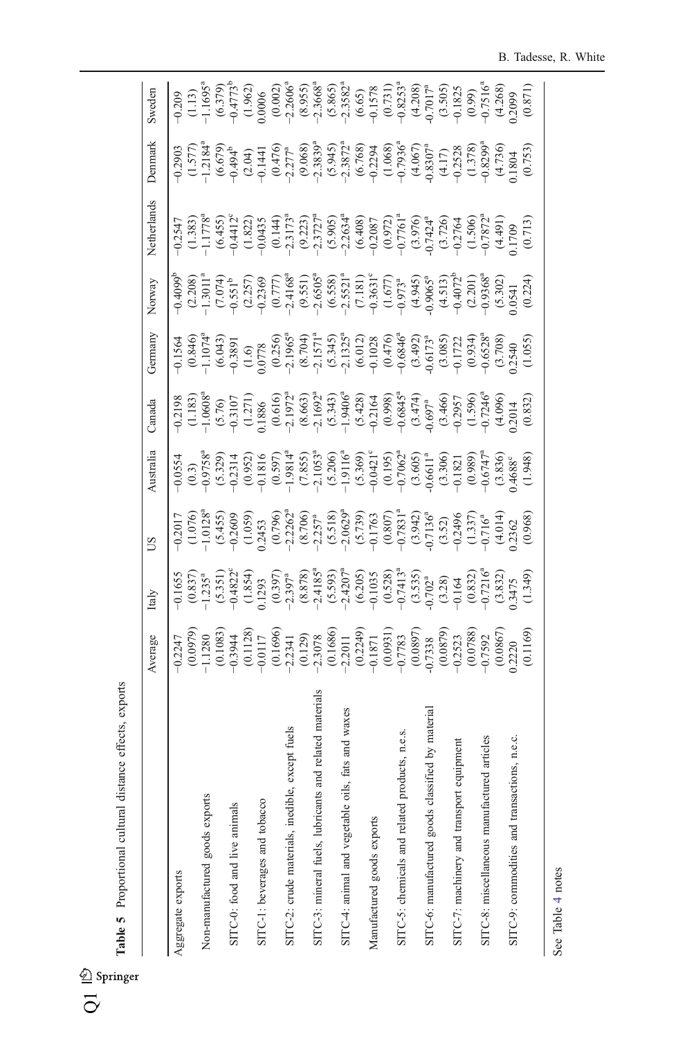**Table 5** Proportional cultural distance effects, exports

| | Average | Italy | US | Australia | Canada | Germany | Norway | Netherlands | Denmark | Sweden |
|---|---|---|---|---|---|---|---|---|---|---|
| Aggregate exports | −0.2247 | −0.1655 | −0.2017 | −0.0554 | −0.2198 | −0.1564 | −0.4099[b] | −0.2547 | −0.2903 | −0.209 |
| | (0.0979) | (0.837) | (1.076) | (0.3) | (1.183) | (0.846) | (2.208) | (1.383) | (1.577) | (1.13) |
| Non-manufactured goods exports | −1.1280 | −1.235[a] | −1.0128[a] | −0.9758[a] | −1.0608[a] | −1.1074[a] | −1.3011[a] | −1.1778[a] | −1.2184[a] | −1.1695[a] |
| | (0.1083) | (5.351) | (5.455) | (5.329) | (5.76) | (6.043) | (7.074) | (6.455) | (6.679) | (6.379) |
| SITC-0: food and live animals | −0.3944 | −0.4822[c] | −0.2609 | −0.2314 | −0.3107 | −0.3891 | −0.551[b] | −0.4412[c] | −0.494[b] | −0.4773[b] |
| | (0.1128) | (1.854) | (1.059) | (0.952) | (1.271) | (1.6) | (2.257) | (1.822) | (2.04) | (1.962) |
| SITC-1: beverages and tobacco | −0.0117 | 0.1293 | 0.2453 | −0.1816 | 0.1886 | 0.0778 | −0.2369 | −0.0435 | −0.1441 | 0.0006 |
| | (0.1696) | (0.397) | (0.796) | (0.597) | (0.616) | (0.256) | (0.777) | (0.144) | (0.476) | (0.002) |
| SITC-2: crude materials, inedible, except fuels | −2.2341 | −2.397[a] | −2.2262[a] | −1.9814[a] | −2.1972[a] | −2.1965[a] | −2.4168[a] | −2.3173[a] | −2.277[a] | −2.2606[a] |
| | (0.129) | (8.878) | (8.706) | (7.855) | (8.663) | (8.704) | (9.551) | (9.223) | (9.068) | (8.955) |
| SITC-3: mineral fuels, lubricants and related materials | −2.3078 | −2.4185[a] | −2.257[a] | −2.1053[a] | −2.1692[a] | −2.1571[a] | −2.6505[a] | −2.3727[a] | −2.3839[a] | −2.3668[a] |
| | (0.1686) | (5.593) | (5.518) | (5.206) | (5.343) | (5.345) | (6.558) | (5.905) | (5.945) | (5.865) |
| SITC-4: animal and vegetable oils, fats and waxes | −2.2011 | −2.4207[a] | −2.0629[a] | −1.9116[a] | −1.9406[a] | −2.1325[a] | −2.5521[a] | −2.2634[a] | −2.3872[a] | −2.3582[a] |
| | (0.2249) | (6.205) | (5.739) | (5.369) | (5.428) | (6.012) | (7.181) | (6.408) | (6.768) | (6.65) |
| Manufactured goods exports | −0.1871 | −0.1035 | −0.1763 | −0.0421[c] | −0.2164 | −0.1028 | −0.3631[c] | −0.2087 | −0.2294 | −0.1578 |
| | (0.0931) | (0.528) | (0.807) | (0.195) | (0.998) | (0.476) | (1.677) | (0.972) | (1.068) | (0.731) |
| SITC-5: chemicals and related products, n.e.s. | −0.7783 | −0.7413[a] | −0.7831[a] | −0.7062[a] | −0.6845[a] | −0.6846[a] | −0.973[a] | −0.7761[a] | −0.7936[a] | −0.8253[a] |
| | (0.0897) | (3.535) | (3.942) | (3.605) | (3.474) | (3.492) | (4.945) | (3.976) | (4.067) | (4.208) |
| SITC-6: manufactured goods classified by material | -0.7338 | -0.702[a] | -0.7136[a] | -0.6611[a] | -0.697[a] | -0.6173[a] | -0.9065[a] | -0.7424[a] | -0.8307[a] | -0.7017[a] |
| | (0.0879) | (3.28) | (3.52) | (3.306) | (3.466) | (3.085) | (4.513) | (3.726) | (4.17) | (3.505) |
| SITC-7: machinery and transport equipment | −0.2523 | −0.164 | −0.2496 | −0.1821 | −0.2957 | −0.1722 | −0.4072[b] | −0.2764 | −0.2528 | −0.1825 |
| | (0.0788) | (0.832) | (1.337) | (0.989) | (1.596) | (0.934) | (2.201) | (1.506) | (1.378) | (0.99) |
| SITC-8: miscellaneous manufactured articles | −0.7592 | −0.7216[a] | −0.716[a] | −0.6747[a] | −0.7246[a] | −0.6528[a] | −0.9368[a] | −0.7872[a] | −0.8299[a] | −0.7516[a] |
| | (0.0867) | (3.832) | (4.014) | (3.836) | (4.096) | (3.708) | (5.302) | (4.491) | (4.736) | (4.268) |
| SITC-9: commodities and transactions, n.e.c. | 0.2220 | 0.3475 | 0.2362 | 0.4688[c] | 0.2014 | 0.2540 | 0.0541 | 0.1709 | 0.1804 | 0.2099 |
| | (0.1169) | (1.349) | (0.968) | (1.948) | (0.832) | (1.055) | (0.224) | (0.713) | (0.753) | (0.871) |

See Table 4 notes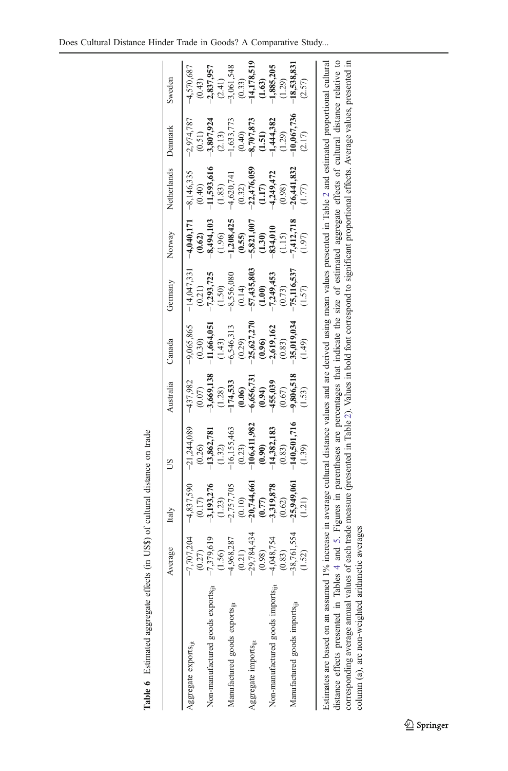**Table 6** Estimated aggregate effects (in US$) of cultural distance on trade

| | Average | Italy | US | Australia | Canada | Germany | Norway | Netherlands | Denmark | Sweden |
|---|---|---|---|---|---|---|---|---|---|---|
| Aggregate exports$_{ijt}$ | −7,707,204 | −4,837,590 | −21,244,089 | −437,982 | −9,065,865 | −14,047,331 | **−4,040,171** | −8,146,335 | −2,974,787 | −4,570,687 |
| | (0.27) | (0.17) | (0.26) | (0.07) | (0.30) | (0.21) | **(0.62)** | (0.40) | (0.51) | (0.43) |
| Non-manufactured goods exports$_{ijt}$ | −7,379,619 | **−3,193,276** | **−13,862,781** | **−3,669,138** | **−11,664,051** | **−7,293,725** | **−8,494,103** | **−11,593,616** | **−3,807,924** | **−2,837,957** |
| | (1.56) | (1.23) | (1.32) | (1.28) | (1.43) | (1.50) | (1.96) | (1.83) | (2.13) | (2.41) |
| Manufactured goods exports$_{ijt}$ | −4,968,287 | −2,757,705 | −16,155,463 | **−174,533** | −6,546,313 | −8,556,080 | **−1,208,425** | −4,620,741 | −1,633,773 | −3,061,548 |
| | (0.21) | (0.10) | (0.23) | **(0.06)** | (0.29) | (0.14) | **(0.55)** | (0.32) | (0.40) | (0.33) |
| Aggregate imports$_{ijt}$ | −29,784,434 | **−20,744,661** | **−106,411,982** | **−6,656,731** | **−25,627,270** | **−57,435,803** | **−5,821,007** | **−22,476,059** | **−8,707,873** | **−14,178,519** |
| | (0.98) | **(0.77)** | **(0.90)** | **(0.94)** | **(0.96)** | **(1.00)** | **(1.30)** | **(1.17)** | **(1.51)** | **(1.63)** |
| Non-manufactured goods imports$_{ijt}$ | −4,048,754 | **−3,319,878** | **−14,382,183** | **−455,039** | **−2,619,162** | **−7,249,453** | **−834,010** | **−4,249,472** | **−1,444,382** | **−1,885,205** |
| | (0.83) | (0.62) | (0.83) | (0.67) | (0.83) | (0.73) | (1.15) | (0.98) | (1.29) | (1.29) |
| Manufactured goods imports$_{ijt}$ | −38,761,554 | **−25,949,061** | **−140,501,716** | **−9,806,518** | **−35,019,034** | **−75,116,537** | **−7,412,718** | **−26,441,832** | **−10,067,736** | **−18,538,831** |
| | (1.52) | (1.21) | (1.39) | (1.53) | (1.49) | (1.57) | (1.97) | (1.77) | (2.17) | (2.57) |

Estimates are based on an assumed 1% increase in average cultural distance values and are derived using mean values presented in Table 2 and estimated proportional cultural distance effects presented in Tables 4 and 5. Figures in parentheses are percentages that indicate the size of estimated aggregate effects of cultural distance relative to corresponding average annual values of each trade measure (presented in Table 2). Values in bold font correspond to significant proportional effects. Average values, presented in column (a), are non-weighted arithmetic averages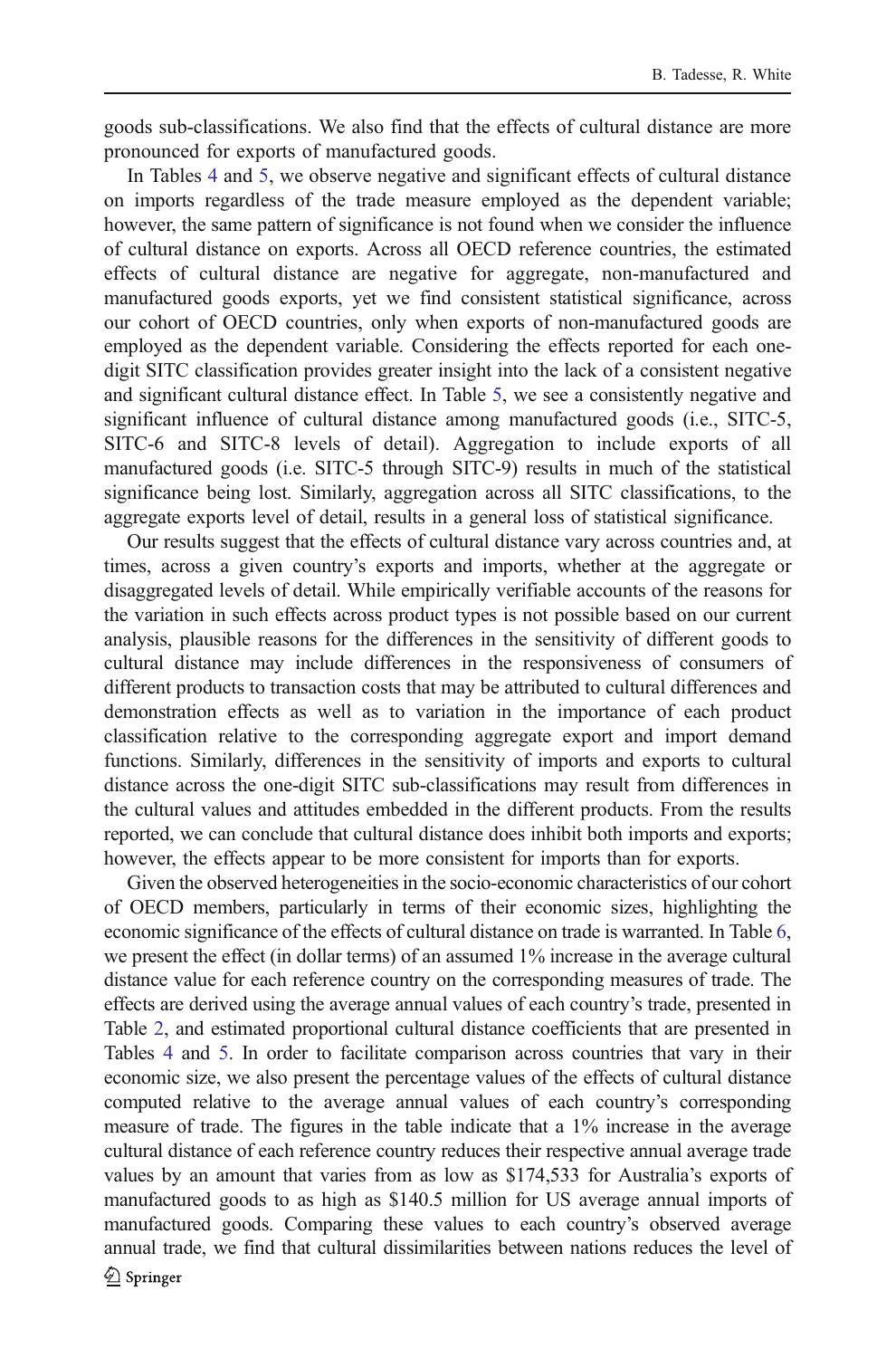goods sub-classifications. We also find that the effects of cultural distance are more pronounced for exports of manufactured goods.

In Tables 4 and 5, we observe negative and significant effects of cultural distance on imports regardless of the trade measure employed as the dependent variable; however, the same pattern of significance is not found when we consider the influence of cultural distance on exports. Across all OECD reference countries, the estimated effects of cultural distance are negative for aggregate, non-manufactured and manufactured goods exports, yet we find consistent statistical significance, across our cohort of OECD countries, only when exports of non-manufactured goods are employed as the dependent variable. Considering the effects reported for each one-digit SITC classification provides greater insight into the lack of a consistent negative and significant cultural distance effect. In Table 5, we see a consistently negative and significant influence of cultural distance among manufactured goods (i.e., SITC-5, SITC-6 and SITC-8 levels of detail). Aggregation to include exports of all manufactured goods (i.e. SITC-5 through SITC-9) results in much of the statistical significance being lost. Similarly, aggregation across all SITC classifications, to the aggregate exports level of detail, results in a general loss of statistical significance.

Our results suggest that the effects of cultural distance vary across countries and, at times, across a given country's exports and imports, whether at the aggregate or disaggregated levels of detail. While empirically verifiable accounts of the reasons for the variation in such effects across product types is not possible based on our current analysis, plausible reasons for the differences in the sensitivity of different goods to cultural distance may include differences in the responsiveness of consumers of different products to transaction costs that may be attributed to cultural differences and demonstration effects as well as to variation in the importance of each product classification relative to the corresponding aggregate export and import demand functions. Similarly, differences in the sensitivity of imports and exports to cultural distance across the one-digit SITC sub-classifications may result from differences in the cultural values and attitudes embedded in the different products. From the results reported, we can conclude that cultural distance does inhibit both imports and exports; however, the effects appear to be more consistent for imports than for exports.

Given the observed heterogeneities in the socio-economic characteristics of our cohort of OECD members, particularly in terms of their economic sizes, highlighting the economic significance of the effects of cultural distance on trade is warranted. In Table 6, we present the effect (in dollar terms) of an assumed 1% increase in the average cultural distance value for each reference country on the corresponding measures of trade. The effects are derived using the average annual values of each country's trade, presented in Table 2, and estimated proportional cultural distance coefficients that are presented in Tables 4 and 5. In order to facilitate comparison across countries that vary in their economic size, we also present the percentage values of the effects of cultural distance computed relative to the average annual values of each country's corresponding measure of trade. The figures in the table indicate that a 1% increase in the average cultural distance of each reference country reduces their respective annual average trade values by an amount that varies from as low as $174,533 for Australia's exports of manufactured goods to as high as $140.5 million for US average annual imports of manufactured goods. Comparing these values to each country's observed average annual trade, we find that cultural dissimilarities between nations reduces the level of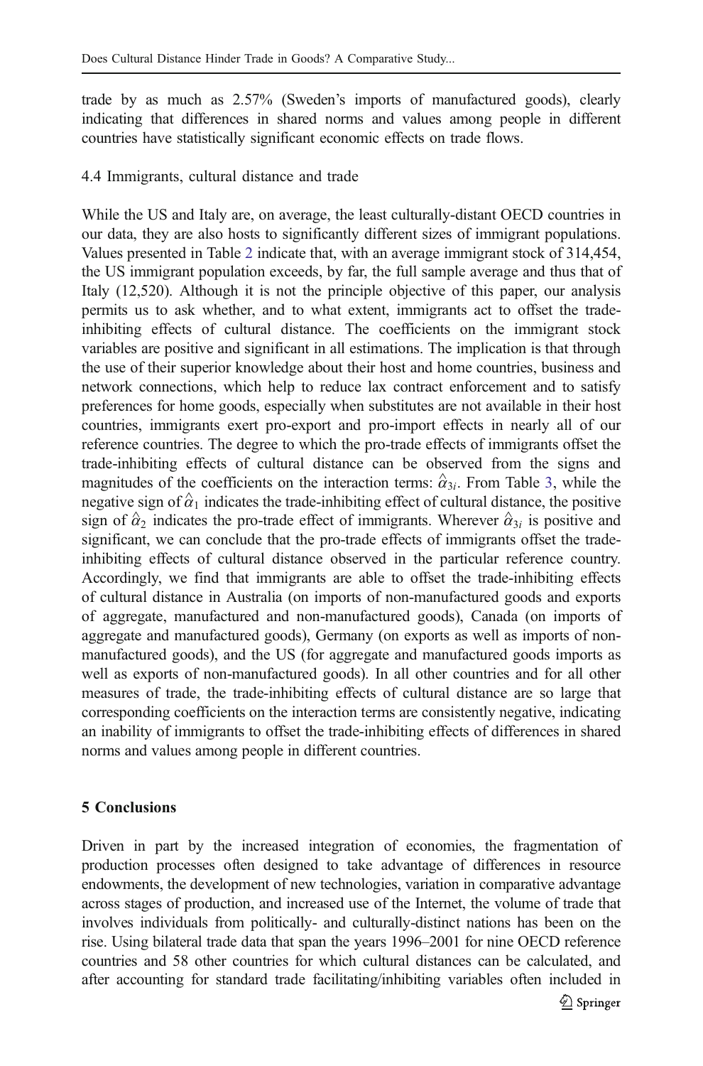trade by as much as 2.57% (Sweden's imports of manufactured goods), clearly indicating that differences in shared norms and values among people in different countries have statistically significant economic effects on trade flows.

### 4.4 Immigrants, cultural distance and trade

While the US and Italy are, on average, the least culturally-distant OECD countries in our data, they are also hosts to significantly different sizes of immigrant populations. Values presented in Table 2 indicate that, with an average immigrant stock of 314,454, the US immigrant population exceeds, by far, the full sample average and thus that of Italy (12,520). Although it is not the principle objective of this paper, our analysis permits us to ask whether, and to what extent, immigrants act to offset the trade-inhibiting effects of cultural distance. The coefficients on the immigrant stock variables are positive and significant in all estimations. The implication is that through the use of their superior knowledge about their host and home countries, business and network connections, which help to reduce lax contract enforcement and to satisfy preferences for home goods, especially when substitutes are not available in their host countries, immigrants exert pro-export and pro-import effects in nearly all of our reference countries. The degree to which the pro-trade effects of immigrants offset the trade-inhibiting effects of cultural distance can be observed from the signs and magnitudes of the coefficients on the interaction terms: $\hat{\alpha}_{3i}$. From Table 3, while the negative sign of $\hat{\alpha}_1$ indicates the trade-inhibiting effect of cultural distance, the positive sign of $\hat{\alpha}_2$ indicates the pro-trade effect of immigrants. Wherever $\hat{\alpha}_{3i}$ is positive and significant, we can conclude that the pro-trade effects of immigrants offset the trade-inhibiting effects of cultural distance observed in the particular reference country. Accordingly, we find that immigrants are able to offset the trade-inhibiting effects of cultural distance in Australia (on imports of non-manufactured goods and exports of aggregate, manufactured and non-manufactured goods), Canada (on imports of aggregate and manufactured goods), Germany (on exports as well as imports of non-manufactured goods), and the US (for aggregate and manufactured goods imports as well as exports of non-manufactured goods). In all other countries and for all other measures of trade, the trade-inhibiting effects of cultural distance are so large that corresponding coefficients on the interaction terms are consistently negative, indicating an inability of immigrants to offset the trade-inhibiting effects of differences in shared norms and values among people in different countries.

## 5 Conclusions

Driven in part by the increased integration of economies, the fragmentation of production processes often designed to take advantage of differences in resource endowments, the development of new technologies, variation in comparative advantage across stages of production, and increased use of the Internet, the volume of trade that involves individuals from politically- and culturally-distinct nations has been on the rise. Using bilateral trade data that span the years 1996–2001 for nine OECD reference countries and 58 other countries for which cultural distances can be calculated, and after accounting for standard trade facilitating/inhibiting variables often included in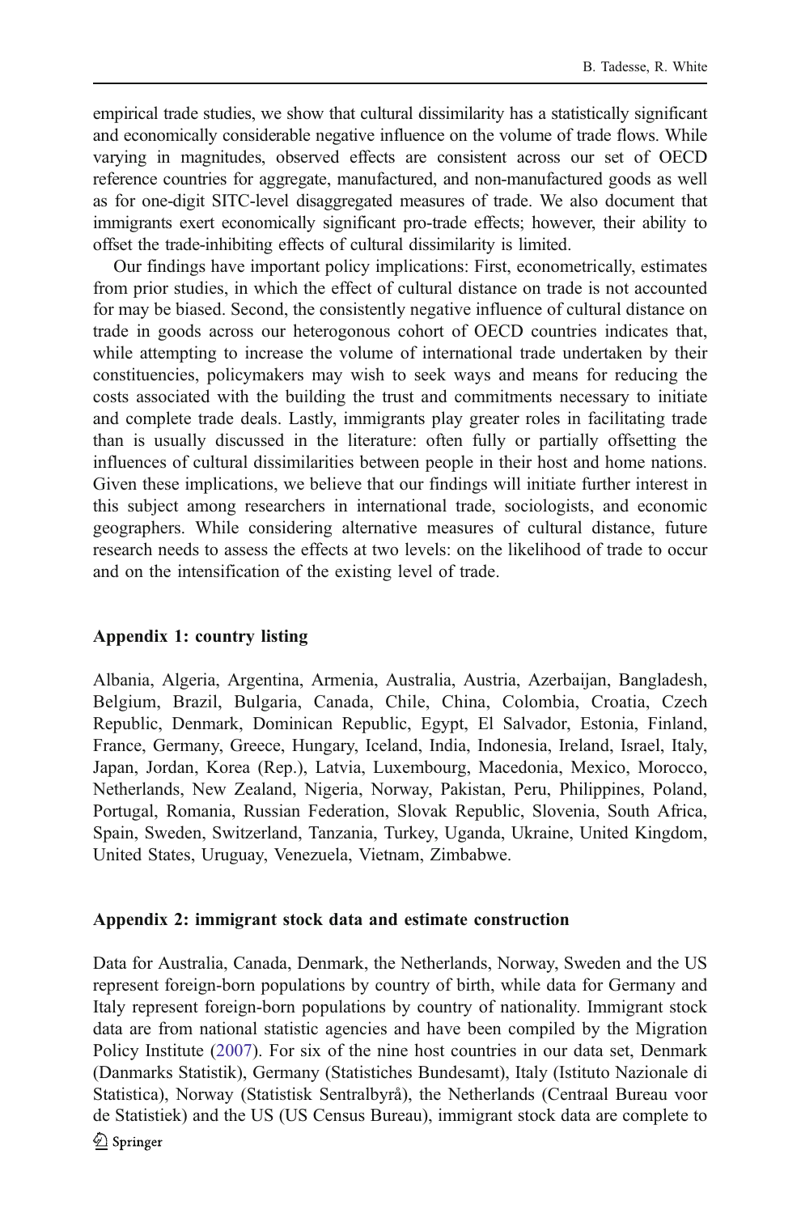empirical trade studies, we show that cultural dissimilarity has a statistically significant and economically considerable negative influence on the volume of trade flows. While varying in magnitudes, observed effects are consistent across our set of OECD reference countries for aggregate, manufactured, and non-manufactured goods as well as for one-digit SITC-level disaggregated measures of trade. We also document that immigrants exert economically significant pro-trade effects; however, their ability to offset the trade-inhibiting effects of cultural dissimilarity is limited.

Our findings have important policy implications: First, econometrically, estimates from prior studies, in which the effect of cultural distance on trade is not accounted for may be biased. Second, the consistently negative influence of cultural distance on trade in goods across our heterogonous cohort of OECD countries indicates that, while attempting to increase the volume of international trade undertaken by their constituencies, policymakers may wish to seek ways and means for reducing the costs associated with the building the trust and commitments necessary to initiate and complete trade deals. Lastly, immigrants play greater roles in facilitating trade than is usually discussed in the literature: often fully or partially offsetting the influences of cultural dissimilarities between people in their host and home nations. Given these implications, we believe that our findings will initiate further interest in this subject among researchers in international trade, sociologists, and economic geographers. While considering alternative measures of cultural distance, future research needs to assess the effects at two levels: on the likelihood of trade to occur and on the intensification of the existing level of trade.

## Appendix 1: country listing

Albania, Algeria, Argentina, Armenia, Australia, Austria, Azerbaijan, Bangladesh, Belgium, Brazil, Bulgaria, Canada, Chile, China, Colombia, Croatia, Czech Republic, Denmark, Dominican Republic, Egypt, El Salvador, Estonia, Finland, France, Germany, Greece, Hungary, Iceland, India, Indonesia, Ireland, Israel, Italy, Japan, Jordan, Korea (Rep.), Latvia, Luxembourg, Macedonia, Mexico, Morocco, Netherlands, New Zealand, Nigeria, Norway, Pakistan, Peru, Philippines, Poland, Portugal, Romania, Russian Federation, Slovak Republic, Slovenia, South Africa, Spain, Sweden, Switzerland, Tanzania, Turkey, Uganda, Ukraine, United Kingdom, United States, Uruguay, Venezuela, Vietnam, Zimbabwe.

## Appendix 2: immigrant stock data and estimate construction

Data for Australia, Canada, Denmark, the Netherlands, Norway, Sweden and the US represent foreign-born populations by country of birth, while data for Germany and Italy represent foreign-born populations by country of nationality. Immigrant stock data are from national statistic agencies and have been compiled by the Migration Policy Institute (2007). For six of the nine host countries in our data set, Denmark (Danmarks Statistik), Germany (Statistiches Bundesamt), Italy (Istituto Nazionale di Statistica), Norway (Statistisk Sentralbyrå), the Netherlands (Centraal Bureau voor de Statistiek) and the US (US Census Bureau), immigrant stock data are complete to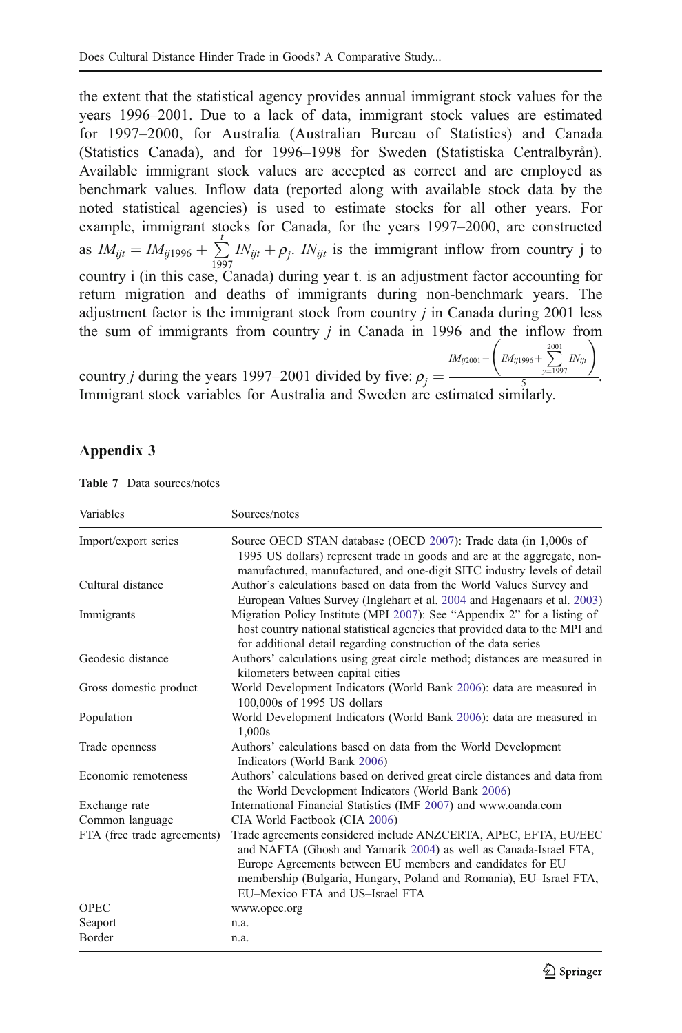the extent that the statistical agency provides annual immigrant stock values for the years 1996–2001. Due to a lack of data, immigrant stock values are estimated for 1997–2000, for Australia (Australian Bureau of Statistics) and Canada (Statistics Canada), and for 1996–1998 for Sweden (Statistiska Centralbyrån). Available immigrant stock values are accepted as correct and are employed as benchmark values. Inflow data (reported along with available stock data by the noted statistical agencies) is used to estimate stocks for all other years. For example, immigrant stocks for Canada, for the years 1997–2000, are constructed as $IM_{ijt} = IM_{ij1996} + \sum_{1997}^{t} IN_{ijt} + \rho_j$. $IN_{ijt}$ is the immigrant inflow from country j to country i (in this case, Canada) during year t. is an adjustment factor accounting for return migration and deaths of immigrants during non-benchmark years. The adjustment factor is the immigrant stock from country *j* in Canada during 2001 less the sum of immigrants from country *j* in Canada in 1996 and the inflow from country *j* during the years 1997–2001 divided by five: $\rho_j = \frac{IM_{ij2001} - \left( IM_{ij1996} + \sum_{y=1997}^{2001} IN_{ijt} \right)}{5}$. Immigrant stock variables for Australia and Sweden are estimated similarly.

## Appendix 3

**Table 7** Data sources/notes

| Variables | Sources/notes |
|---|---|
| Import/export series | Source OECD STAN database (OECD 2007): Trade data (in 1,000s of 1995 US dollars) represent trade in goods and are at the aggregate, non-manufactured, manufactured, and one-digit SITC industry levels of detail |
| Cultural distance | Author's calculations based on data from the World Values Survey and European Values Survey (Inglehart et al. 2004 and Hagenaars et al. 2003) |
| Immigrants | Migration Policy Institute (MPI 2007): See "Appendix 2" for a listing of host country national statistical agencies that provided data to the MPI and for additional detail regarding construction of the data series |
| Geodesic distance | Authors' calculations using great circle method; distances are measured in kilometers between capital cities |
| Gross domestic product | World Development Indicators (World Bank 2006): data are measured in 100,000s of 1995 US dollars |
| Population | World Development Indicators (World Bank 2006): data are measured in 1,000s |
| Trade openness | Authors' calculations based on data from the World Development Indicators (World Bank 2006) |
| Economic remoteness | Authors' calculations based on derived great circle distances and data from the World Development Indicators (World Bank 2006) |
| Exchange rate | International Financial Statistics (IMF 2007) and www.oanda.com |
| Common language | CIA World Factbook (CIA 2006) |
| FTA (free trade agreements) | Trade agreements considered include ANZCERTA, APEC, EFTA, EU/EEC and NAFTA (Ghosh and Yamarik 2004) as well as Canada-Israel FTA, Europe Agreements between EU members and candidates for EU membership (Bulgaria, Hungary, Poland and Romania), EU–Israel FTA, EU–Mexico FTA and US–Israel FTA |
| OPEC | www.opec.org |
| Seaport | n.a. |
| Border | n.a. |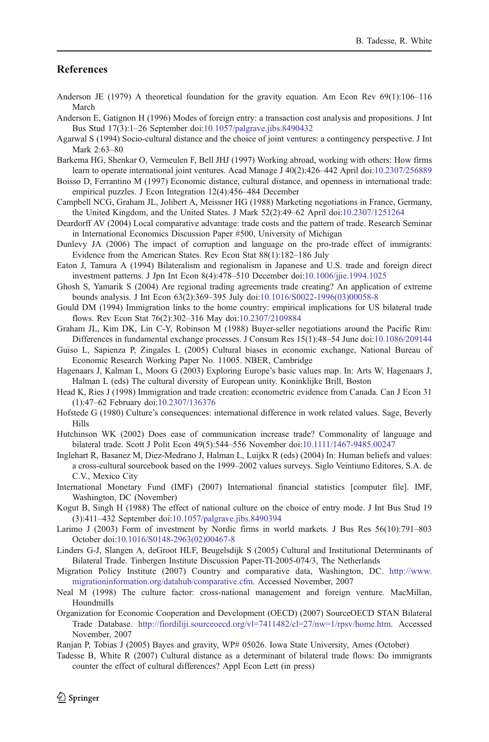## References

Anderson JE (1979) A theoretical foundation for the gravity equation. Am Econ Rev 69(1):106–116 March

Anderson E, Gatignon H (1996) Modes of foreign entry: a transaction cost analysis and propositions. J Int Bus Stud 17(3):1–26 September doi:10.1057/palgrave.jibs.8490432

Agarwal S (1994) Socio-cultural distance and the choice of joint ventures: a contingency perspective. J Int Mark 2:63–80

Barkema HG, Shenkar O, Vermeulen F, Bell JHJ (1997) Working abroad, working with others: How firms learn to operate international joint ventures. Acad Manage J 40(2):426–442 April doi:10.2307/256889

Boisso D, Ferrantino M (1997) Economic distance, cultural distance, and openness in international trade: empirical puzzles. J Econ Integration 12(4):456–484 December

Campbell NCG, Graham JL, Jolibert A, Meissner HG (1988) Marketing negotiations in France, Germany, the United Kingdom, and the United States. J Mark 52(2):49–62 April doi:10.2307/1251264

Deardorff AV (2004) Local comparative advantage: trade costs and the pattern of trade. Research Seminar in International Economics Discussion Paper #500, University of Michigan

Dunlevy JA (2006) The impact of corruption and language on the pro-trade effect of immigrants: Evidence from the American States. Rev Econ Stat 88(1):182–186 July

Eaton J, Tamura A (1994) Bilateralism and regionalism in Japanese and U.S. trade and foreign direct investment patterns. J Jpn Int Econ 8(4):478–510 December doi:10.1006/jjie.1994.1025

Ghosh S, Yamarik S (2004) Are regional trading agreements trade creating? An application of extreme bounds analysis. J Int Econ 63(2):369–395 July doi:10.1016/S0022-1996(03)00058-8

Gould DM (1994) Immigration links to the home country: empirical implications for US bilateral trade flows. Rev Econ Stat 76(2):302–316 May doi:10.2307/2109884

Graham JL, Kim DK, Lin C-Y, Robinson M (1988) Buyer-seller negotiations around the Pacific Rim: Differences in fundamental exchange processes. J Consum Res 15(1):48–54 June doi:10.1086/209144

Guiso L, Sapienza P, Zingales L (2005) Cultural biases in economic exchange, National Bureau of Economic Research Working Paper No. 11005. NBER, Cambridge

Hagenaars J, Kalman L, Moors G (2003) Exploring Europe's basic values map. In: Arts W, Hagenaars J, Halman L (eds) The cultural diversity of European unity. Koninklijke Brill, Boston

Head K, Ries J (1998) Immigration and trade creation: econometric evidence from Canada. Can J Econ 31 (1):47–62 February doi:10.2307/136376

Hofstede G (1980) Culture's consequences: international difference in work related values. Sage, Beverly Hills

Hutchinson WK (2002) Does ease of communication increase trade? Commonality of language and bilateral trade. Scott J Polit Econ 49(5):544–556 November doi:10.1111/1467-9485.00247

Inglehart R, Basanez M, Diez-Medrano J, Halman L, Luijkx R (eds) (2004) In: Human beliefs and values: a cross-cultural sourcebook based on the 1999–2002 values surveys. Siglo Veintiuno Editores, S.A. de C.V., Mexico City

International Monetary Fund (IMF) (2007) International financial statistics [computer file]. IMF, Washington, DC (November)

Kogut B, Singh H (1988) The effect of national culture on the choice of entry mode. J Int Bus Stud 19 (3):411–432 September doi:10.1057/palgrave.jibs.8490394

Larimo J (2003) Form of investment by Nordic firms in world markets. J Bus Res 56(10):791–803 October doi:10.1016/S0148-2963(02)00467-8

Linders G-J, Slangen A, deGroot HLF, Beugelsdijk S (2005) Cultural and Institutional Determinants of Bilateral Trade. Tinbergen Institute Discussion Paper-TI-2005-074/3, The Netherlands

Migration Policy Institute (2007) Country and comparative data, Washington, DC. http://www.migrationinformation.org/datahub/comparative.cfm. Accessed November, 2007

Neal M (1998) The culture factor: cross-national management and foreign venture. MacMillan, Houndmills

Organization for Economic Cooperation and Development (OECD) (2007) SourceOECD STAN Bilateral Trade Database. http://fiordiliji.sourceoecd.org/vl=7411482/cl=27/nw=1/rpsv/home.htm. Accessed November, 2007

Ranjan P, Tobias J (2005) Bayes and gravity, WP# 05026. Iowa State University, Ames (October)

Tadesse B, White R (2007) Cultural distance as a determinant of bilateral trade flows: Do immigrants counter the effect of cultural differences? Appl Econ Lett (in press)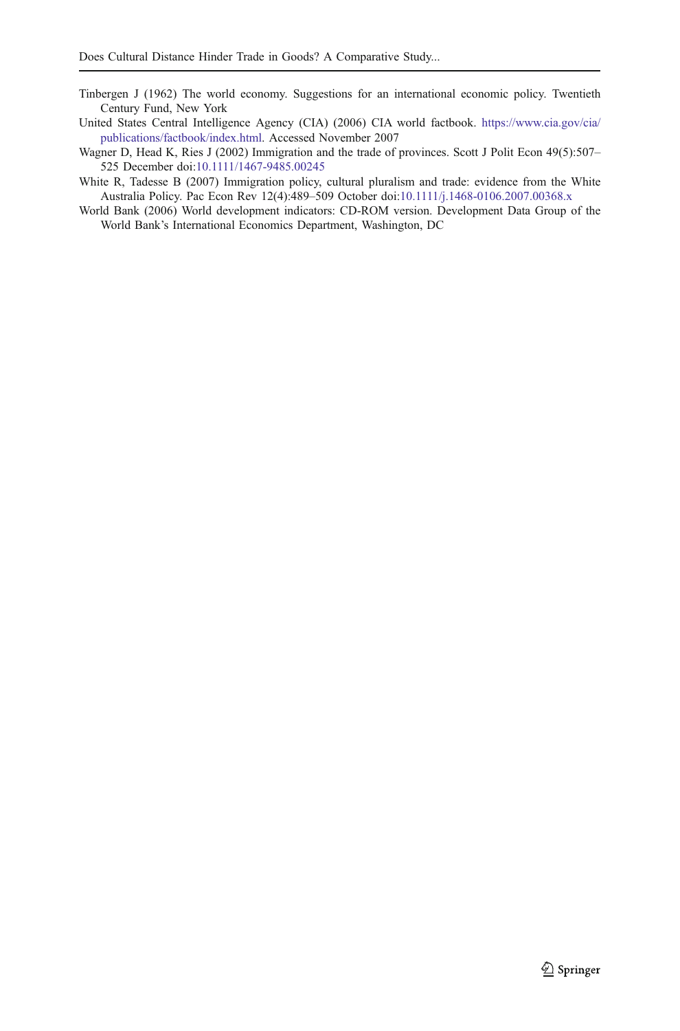Tinbergen J (1962) The world economy. Suggestions for an international economic policy. Twentieth Century Fund, New York

United States Central Intelligence Agency (CIA) (2006) CIA world factbook. https://www.cia.gov/cia/publications/factbook/index.html. Accessed November 2007

Wagner D, Head K, Ries J (2002) Immigration and the trade of provinces. Scott J Polit Econ 49(5):507–525 December doi:10.1111/1467-9485.00245

White R, Tadesse B (2007) Immigration policy, cultural pluralism and trade: evidence from the White Australia Policy. Pac Econ Rev 12(4):489–509 October doi:10.1111/j.1468-0106.2007.00368.x

World Bank (2006) World development indicators: CD-ROM version. Development Data Group of the World Bank's International Economics Department, Washington, DC